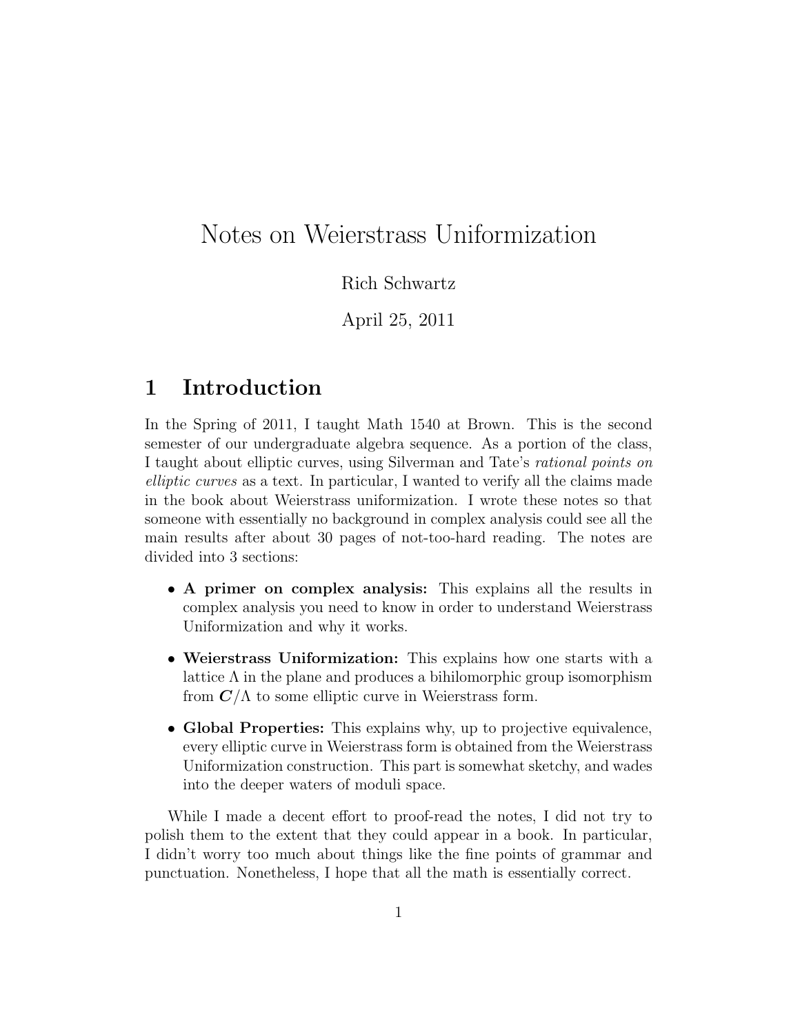# Notes on Weierstrass Uniformization

Rich Schwartz

April 25, 2011

## 1 Introduction

In the Spring of 2011, I taught Math 1540 at Brown. This is the second semester of our undergraduate algebra sequence. As a portion of the class, I taught about elliptic curves, using Silverman and Tate's *rational points on elliptic curves* as a text. In particular, I wanted to verify all the claims made in the book about Weierstrass uniformization. I wrote these notes so that someone with essentially no background in complex analysis could see all the main results after about 30 pages of not-too-hard reading. The notes are divided into 3 sections:

- **A primer on complex analysis:** This explains all the results in complex analysis you need to know in order to understand Weierstrass Uniformization and why it works.
- **Weierstrass Uniformization:** This explains how one starts with a lattice $\Lambda$ in the plane and produces a bihilomorphic group isomorphism from $\boldsymbol{C}/\Lambda$ to some elliptic curve in Weierstrass form.
- **Global Properties:** This explains why, up to projective equivalence, every elliptic curve in Weierstrass form is obtained from the Weierstrass Uniformization construction. This part is somewhat sketchy, and wades into the deeper waters of moduli space.

While I made a decent effort to proof-read the notes, I did not try to polish them to the extent that they could appear in a book. In particular, I didn't worry too much about things like the fine points of grammar and punctuation. Nonetheless, I hope that all the math is essentially correct.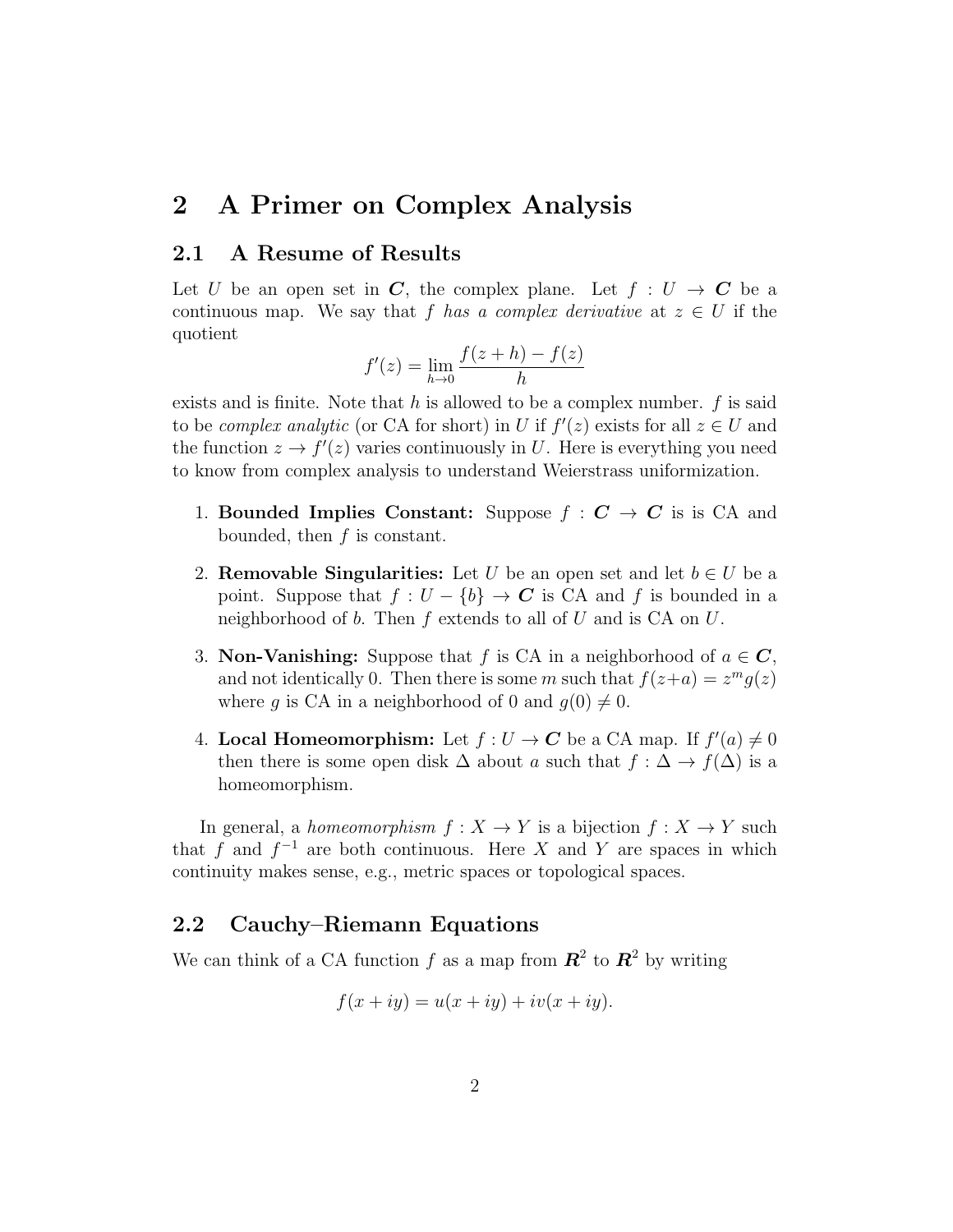# 2 A Primer on Complex Analysis

## 2.1 A Resume of Results

Let $U$ be an open set in $\boldsymbol{C}$, the complex plane. Let $f : U \to \boldsymbol{C}$ be a continuous map. We say that $f$ *has a complex derivative* at $z \in U$ if the quotient

$$f'(z) = \lim_{h \to 0} \frac{f(z+h) - f(z)}{h}$$

exists and is finite. Note that $h$ is allowed to be a complex number. $f$ is said to be *complex analytic* (or CA for short) in $U$ if $f'(z)$ exists for all $z \in U$ and the function $z \to f'(z)$ varies continuously in $U$. Here is everything you need to know from complex analysis to understand Weierstrass uniformization.

1. **Bounded Implies Constant:** Suppose $f : \boldsymbol{C} \to \boldsymbol{C}$ is is CA and bounded, then $f$ is constant.

2. **Removable Singularities:** Let $U$ be an open set and let $b \in U$ be a point. Suppose that $f : U - \{b\} \to \boldsymbol{C}$ is CA and $f$ is bounded in a neighborhood of $b$. Then $f$ extends to all of $U$ and is CA on $U$.

3. **Non-Vanishing:** Suppose that $f$ is CA in a neighborhood of $a \in \boldsymbol{C}$, and not identically 0. Then there is some $m$ such that $f(z+a) = z^m g(z)$ where $g$ is CA in a neighborhood of 0 and $g(0) \neq 0$.

4. **Local Homeomorphism:** Let $f : U \to \boldsymbol{C}$ be a CA map. If $f'(a) \neq 0$ then there is some open disk $\Delta$ about $a$ such that $f : \Delta \to f(\Delta)$ is a homeomorphism.

In general, a *homeomorphism* $f : X \to Y$ is a bijection $f : X \to Y$ such that $f$ and $f^{-1}$ are both continuous. Here $X$ and $Y$ are spaces in which continuity makes sense, e.g., metric spaces or topological spaces.

## 2.2 Cauchy–Riemann Equations

We can think of a CA function $f$ as a map from $\boldsymbol{R}^2$ to $\boldsymbol{R}^2$ by writing

$$f(x+iy) = u(x+iy) + iv(x+iy).$$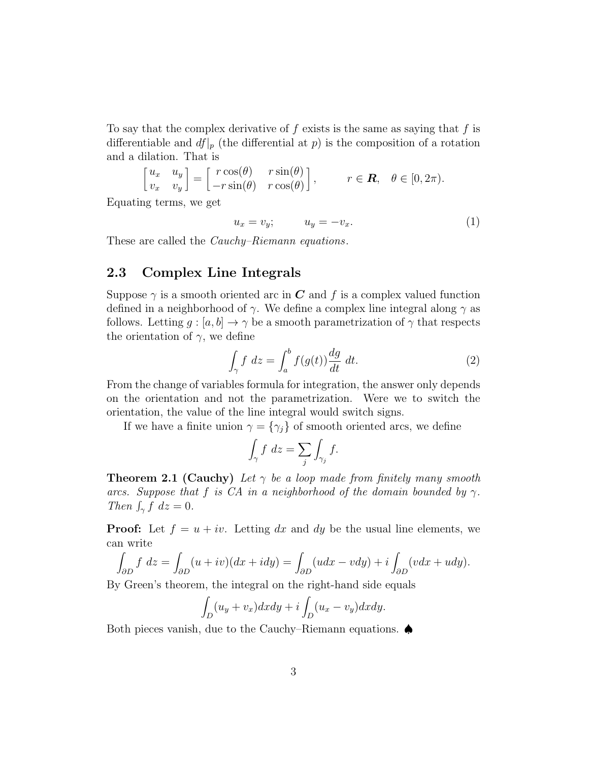To say that the complex derivative of $f$ exists is the same as saying that $f$ is differentiable and $df|_p$ (the differential at $p$) is the composition of a rotation and a dilation. That is

$$\begin{bmatrix} u_x & u_y \\ v_x & v_y \end{bmatrix} = \begin{bmatrix} r\cos(\theta) & r\sin(\theta) \\ -r\sin(\theta) & r\cos(\theta) \end{bmatrix}, \qquad r \in \boldsymbol{R}, \quad \theta \in [0, 2\pi).$$

Equating terms, we get

$$u_x = v_y; \qquad u_y = -v_x. \tag{1}$$

These are called the *Cauchy–Riemann equations*.

## 2.3 Complex Line Integrals

Suppose $\gamma$ is a smooth oriented arc in $\boldsymbol{C}$ and $f$ is a complex valued function defined in a neighborhood of $\gamma$. We define a complex line integral along $\gamma$ as follows. Letting $g : [a, b] \to \gamma$ be a smooth parametrization of $\gamma$ that respects the orientation of $\gamma$, we define

$$\int_\gamma f \ dz = \int_a^b f(g(t)) \frac{dg}{dt} \ dt. \tag{2}$$

From the change of variables formula for integration, the answer only depends on the orientation and not the parametrization. Were we to switch the orientation, the value of the line integral would switch signs.

If we have a finite union $\gamma = \{\gamma_j\}$ of smooth oriented arcs, we define

$$\int_\gamma f \ dz = \sum_j \int_{\gamma_j} f.$$

**Theorem 2.1 (Cauchy)** *Let $\gamma$ be a loop made from finitely many smooth arcs. Suppose that $f$ is CA in a neighborhood of the domain bounded by $\gamma$. Then $\int_\gamma f \ dz = 0$.*

**Proof:** Let $f = u + iv$. Letting $dx$ and $dy$ be the usual line elements, we can write

$$\int_{\partial D} f \ dz = \int_{\partial D} (u + iv)(dx + idy) = \int_{\partial D} (udx - vdy) + i \int_{\partial D} (vdx + udy).$$

By Green's theorem, the integral on the right-hand side equals

$$\int_D (u_y + v_x) dxdy + i \int_D (u_x - v_y) dxdy.$$

Both pieces vanish, due to the Cauchy–Riemann equations. ♠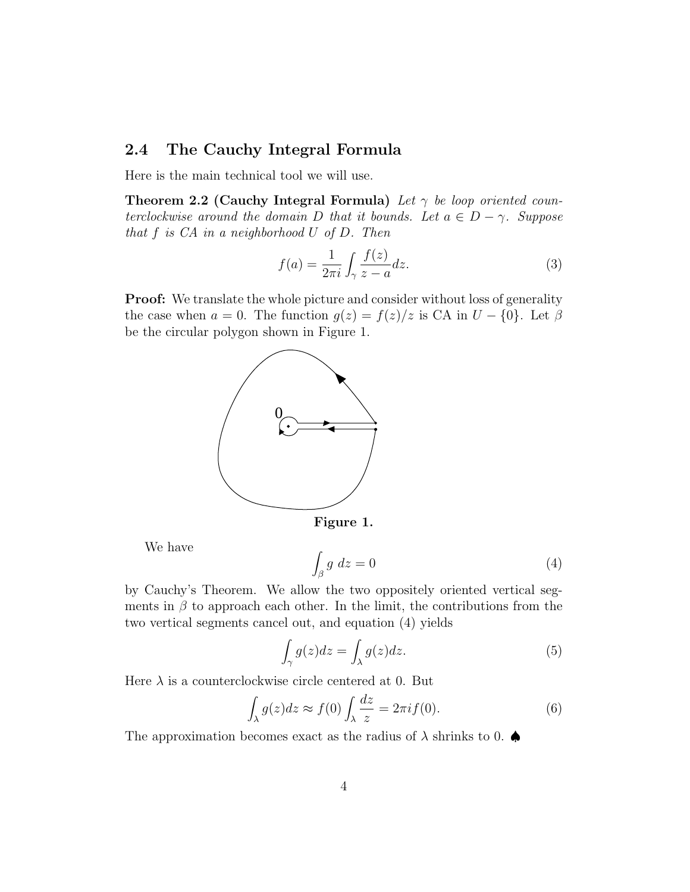## 2.4 The Cauchy Integral Formula

Here is the main technical tool we will use.

**Theorem 2.2 (Cauchy Integral Formula)** *Let $\gamma$ be loop oriented counterclockwise around the domain $D$ that it bounds. Let $a \in D - \gamma$. Suppose that $f$ is CA in a neighborhood $U$ of $D$. Then*

$$f(a) = \frac{1}{2\pi i}\int_\gamma \frac{f(z)}{z-a}dz. \tag{3}$$

**Proof:** We translate the whole picture and consider without loss of generality the case when $a = 0$. The function $g(z) = f(z)/z$ is CA in $U - \{0\}$. Let $\beta$ be the circular polygon shown in Figure 1.

**Figure 1.**

We have

$$\int_\beta g\ dz = 0 \tag{4}$$

by Cauchy's Theorem. We allow the two oppositely oriented vertical segments in $\beta$ to approach each other. In the limit, the contributions from the two vertical segments cancel out, and equation (4) yields

$$\int_\gamma g(z)dz = \int_\lambda g(z)dz. \tag{5}$$

Here $\lambda$ is a counterclockwise circle centered at 0. But

$$\int_\lambda g(z)dz \approx f(0)\int_\lambda \frac{dz}{z} = 2\pi i f(0). \tag{6}$$

The approximation becomes exact as the radius of $\lambda$ shrinks to 0. ♠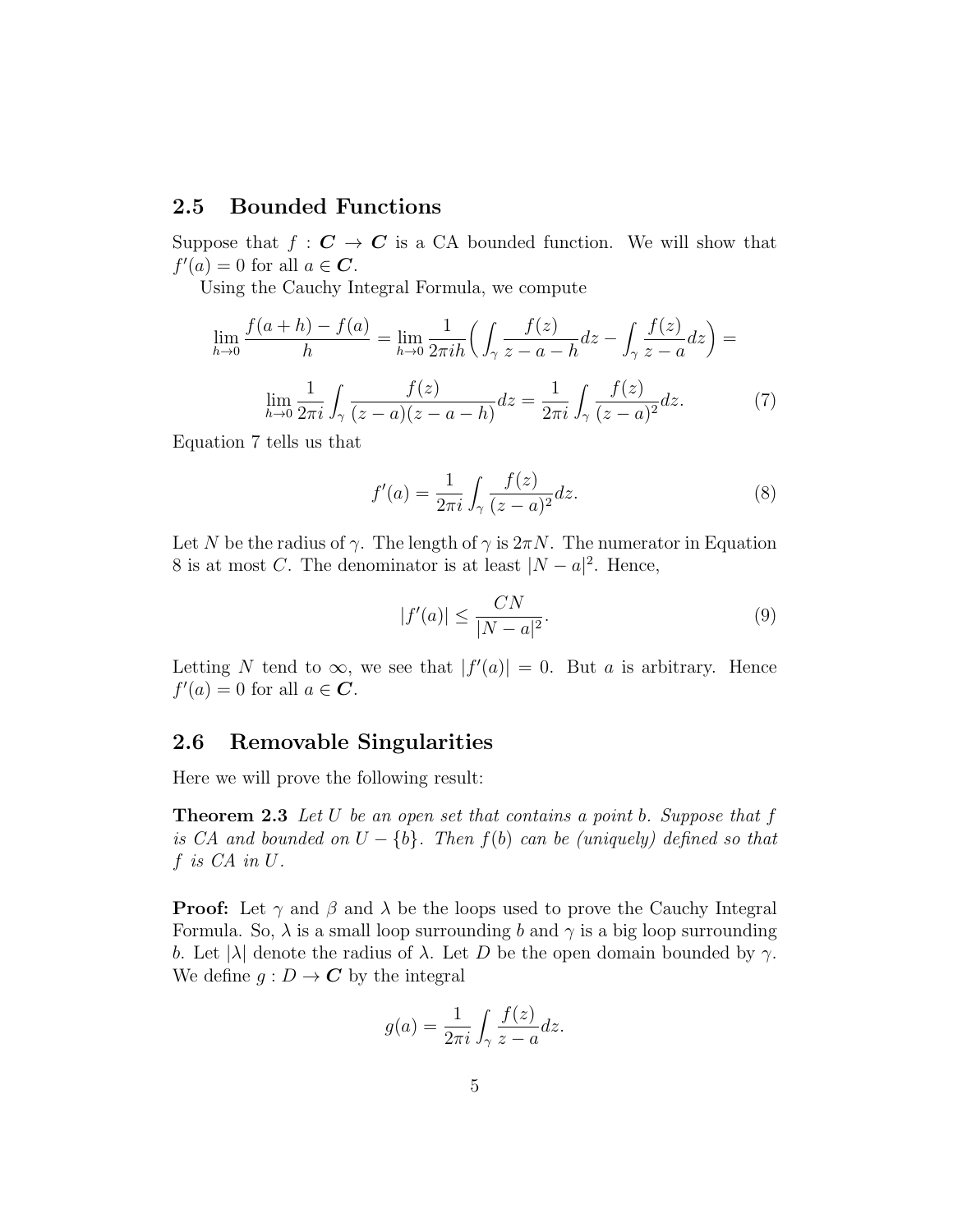## 2.5 Bounded Functions

Suppose that $f : \boldsymbol{C} \to \boldsymbol{C}$ is a CA bounded function. We will show that $f'(a) = 0$ for all $a \in \boldsymbol{C}$.

Using the Cauchy Integral Formula, we compute

$$\lim_{h \to 0} \frac{f(a+h) - f(a)}{h} = \lim_{h \to 0} \frac{1}{2\pi i h} \bigg( \int_\gamma \frac{f(z)}{z - a - h} dz - \int_\gamma \frac{f(z)}{z - a} dz \bigg) =$$

$$\lim_{h \to 0} \frac{1}{2\pi i} \int_\gamma \frac{f(z)}{(z-a)(z-a-h)} dz = \frac{1}{2\pi i} \int_\gamma \frac{f(z)}{(z-a)^2} dz. \tag{7}$$

Equation 7 tells us that

$$f'(a) = \frac{1}{2\pi i} \int_\gamma \frac{f(z)}{(z-a)^2} dz. \tag{8}$$

Let $N$ be the radius of $\gamma$. The length of $\gamma$ is $2\pi N$. The numerator in Equation 8 is at most $C$. The denominator is at least $|N - a|^2$. Hence,

$$|f'(a)| \leq \frac{CN}{|N-a|^2}. \tag{9}$$

Letting $N$ tend to $\infty$, we see that $|f'(a)| = 0$. But $a$ is arbitrary. Hence $f'(a) = 0$ for all $a \in \boldsymbol{C}$.

## 2.6 Removable Singularities

Here we will prove the following result:

**Theorem 2.3** *Let $U$ be an open set that contains a point $b$. Suppose that $f$ is CA and bounded on $U - \{b\}$. Then $f(b)$ can be (uniquely) defined so that $f$ is CA in $U$.*

**Proof:** Let $\gamma$ and $\beta$ and $\lambda$ be the loops used to prove the Cauchy Integral Formula. So, $\lambda$ is a small loop surrounding $b$ and $\gamma$ is a big loop surrounding $b$. Let $|\lambda|$ denote the radius of $\lambda$. Let $D$ be the open domain bounded by $\gamma$. We define $g : D \to \boldsymbol{C}$ by the integral

$$g(a) = \frac{1}{2\pi i} \int_\gamma \frac{f(z)}{z - a} dz.$$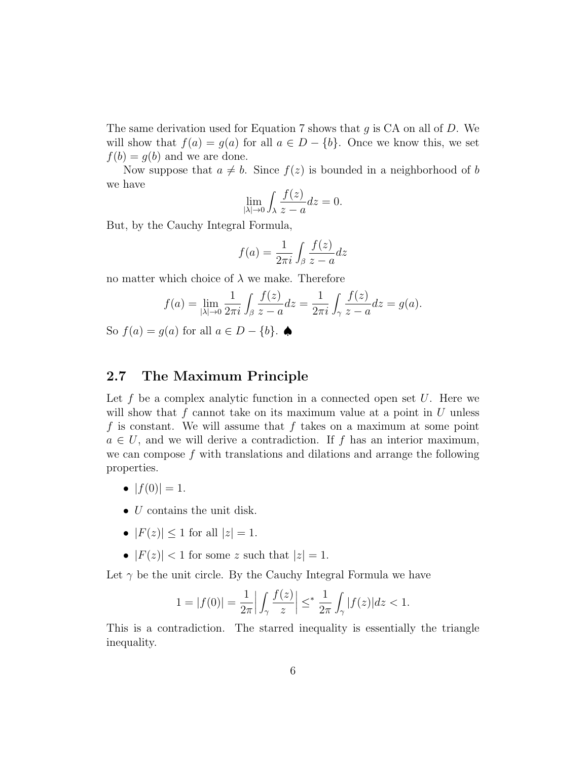The same derivation used for Equation 7 shows that $g$ is CA on all of $D$. We will show that $f(a) = g(a)$ for all $a \in D - \{b\}$. Once we know this, we set $f(b) = g(b)$ and we are done.

Now suppose that $a \neq b$. Since $f(z)$ is bounded in a neighborhood of $b$ we have

$$\lim_{|\lambda| \to 0} \int_\lambda \frac{f(z)}{z-a} dz = 0.$$

But, by the Cauchy Integral Formula,

$$f(a) = \frac{1}{2\pi i} \int_\beta \frac{f(z)}{z-a} dz$$

no matter which choice of $\lambda$ we make. Therefore

$$f(a) = \lim_{|\lambda| \to 0} \frac{1}{2\pi i} \int_\beta \frac{f(z)}{z-a} dz = \frac{1}{2\pi i} \int_\gamma \frac{f(z)}{z-a} dz = g(a).$$

So $f(a) = g(a)$ for all $a \in D - \{b\}$. ♠

## 2.7 The Maximum Principle

Let $f$ be a complex analytic function in a connected open set $U$. Here we will show that $f$ cannot take on its maximum value at a point in $U$ unless $f$ is constant. We will assume that $f$ takes on a maximum at some point $a \in U$, and we will derive a contradiction. If $f$ has an interior maximum, we can compose $f$ with translations and dilations and arrange the following properties.

- $|f(0)| = 1$.
- $U$ contains the unit disk.
- $|F(z)| \leq 1$ for all $|z| = 1$.
- $|F(z)| < 1$ for some $z$ such that $|z| = 1$.

Let $\gamma$ be the unit circle. By the Cauchy Integral Formula we have

$$1 = |f(0)| = \frac{1}{2\pi} \left| \int_\gamma \frac{f(z)}{z} \right| \leq^* \frac{1}{2\pi} \int_\gamma |f(z)| dz < 1.$$

This is a contradiction. The starred inequality is essentially the triangle inequality.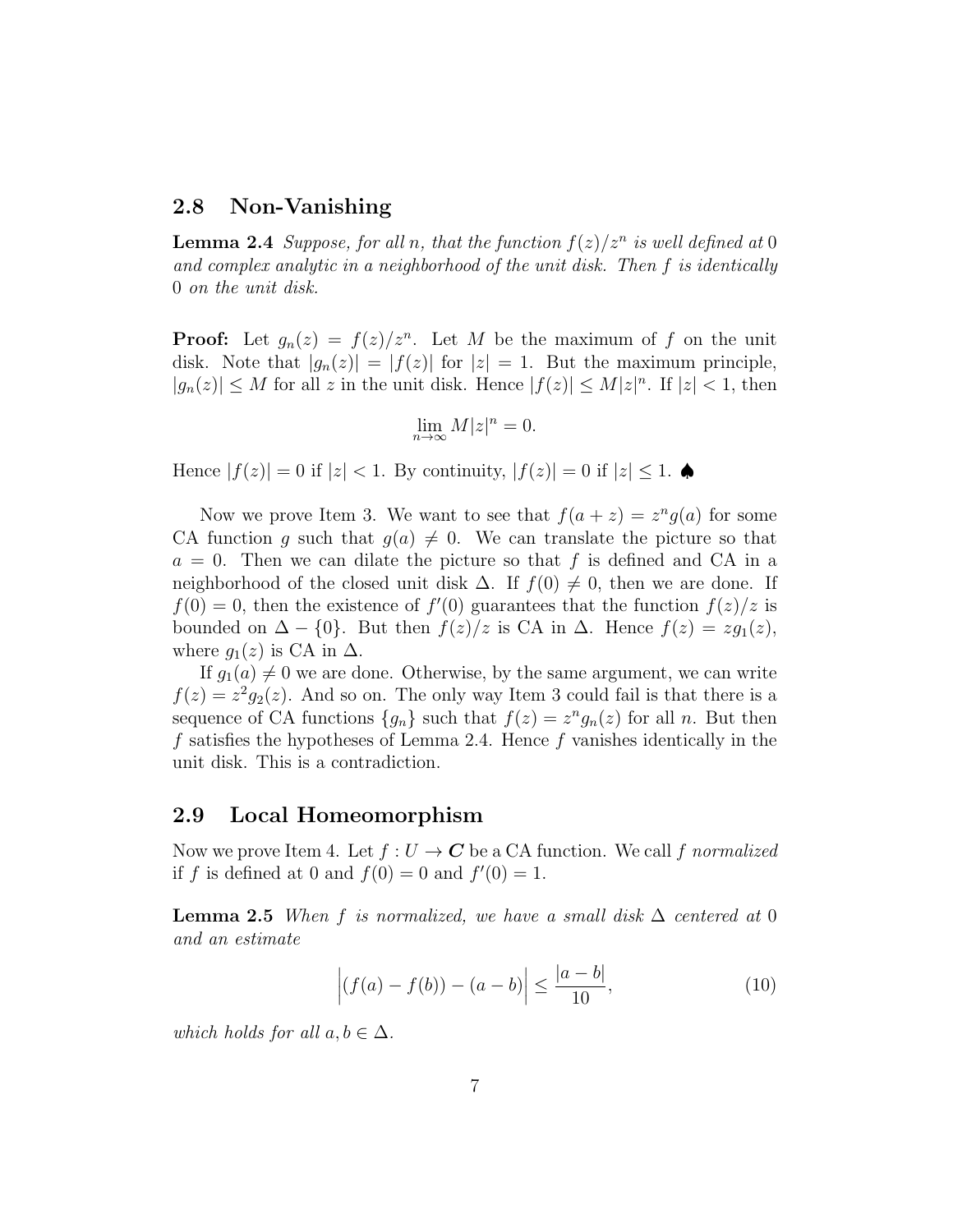## 2.8 Non-Vanishing

**Lemma 2.4** *Suppose, for all $n$, that the function $f(z)/z^n$ is well defined at $0$ and complex analytic in a neighborhood of the unit disk. Then $f$ is identically $0$ on the unit disk.*

**Proof:** Let $g_n(z) = f(z)/z^n$. Let $M$ be the maximum of $f$ on the unit disk. Note that $|g_n(z)| = |f(z)|$ for $|z| = 1$. But the maximum principle, $|g_n(z)| \leq M$ for all $z$ in the unit disk. Hence $|f(z)| \leq M|z|^n$. If $|z| < 1$, then

$$\lim_{n\to\infty} M|z|^n = 0.$$

Hence $|f(z)| = 0$ if $|z| < 1$. By continuity, $|f(z)| = 0$ if $|z| \leq 1$. ♠

Now we prove Item 3. We want to see that $f(a+z) = z^n g(a)$ for some CA function $g$ such that $g(a) \neq 0$. We can translate the picture so that $a = 0$. Then we can dilate the picture so that $f$ is defined and CA in a neighborhood of the closed unit disk $\Delta$. If $f(0) \neq 0$, then we are done. If $f(0) = 0$, then the existence of $f'(0)$ guarantees that the function $f(z)/z$ is bounded on $\Delta - \{0\}$. But then $f(z)/z$ is CA in $\Delta$. Hence $f(z) = zg_1(z)$, where $g_1(z)$ is CA in $\Delta$.

If $g_1(a) \neq 0$ we are done. Otherwise, by the same argument, we can write $f(z) = z^2 g_2(z)$. And so on. The only way Item 3 could fail is that there is a sequence of CA functions $\{g_n\}$ such that $f(z) = z^n g_n(z)$ for all $n$. But then $f$ satisfies the hypotheses of Lemma 2.4. Hence $f$ vanishes identically in the unit disk. This is a contradiction.

## 2.9 Local Homeomorphism

Now we prove Item 4. Let $f : U \to \boldsymbol{C}$ be a CA function. We call $f$ *normalized* if $f$ is defined at 0 and $f(0) = 0$ and $f'(0) = 1$.

**Lemma 2.5** *When $f$ is normalized, we have a small disk $\Delta$ centered at $0$ and an estimate*

$$\Big|(f(a) - f(b)) - (a - b)\Big| \leq \frac{|a-b|}{10}, \tag{10}$$

*which holds for all $a, b \in \Delta$.*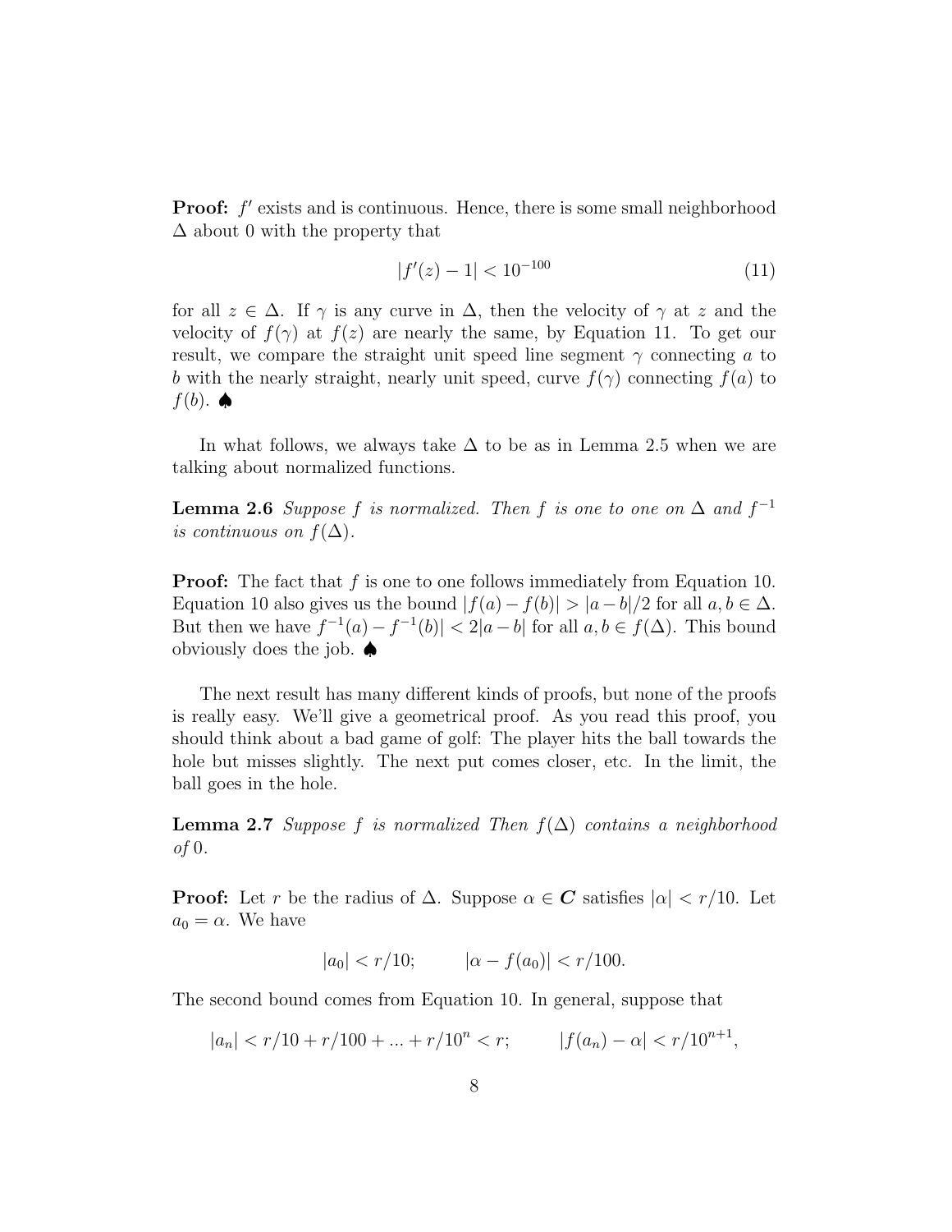**Proof:** $f'$ exists and is continuous. Hence, there is some small neighborhood $\Delta$ about 0 with the property that

$$|f'(z) - 1| < 10^{-100} \tag{11}$$

for all $z \in \Delta$. If $\gamma$ is any curve in $\Delta$, then the velocity of $\gamma$ at $z$ and the velocity of $f(\gamma)$ at $f(z)$ are nearly the same, by Equation 11. To get our result, we compare the straight unit speed line segment $\gamma$ connecting $a$ to $b$ with the nearly straight, nearly unit speed, curve $f(\gamma)$ connecting $f(a)$ to $f(b)$. ♠

In what follows, we always take $\Delta$ to be as in Lemma 2.5 when we are talking about normalized functions.

**Lemma 2.6** *Suppose $f$ is normalized. Then $f$ is one to one on $\Delta$ and $f^{-1}$ is continuous on $f(\Delta)$.*

**Proof:** The fact that $f$ is one to one follows immediately from Equation 10. Equation 10 also gives us the bound $|f(a) - f(b)| > |a - b|/2$ for all $a, b \in \Delta$. But then we have $f^{-1}(a) - f^{-1}(b)| < 2|a - b|$ for all $a, b \in f(\Delta)$. This bound obviously does the job. ♠

The next result has many different kinds of proofs, but none of the proofs is really easy. We'll give a geometrical proof. As you read this proof, you should think about a bad game of golf: The player hits the ball towards the hole but misses slightly. The next put comes closer, etc. In the limit, the ball goes in the hole.

**Lemma 2.7** *Suppose $f$ is normalized Then $f(\Delta)$ contains a neighborhood of 0.*

**Proof:** Let $r$ be the radius of $\Delta$. Suppose $\alpha \in \boldsymbol{C}$ satisfies $|\alpha| < r/10$. Let $a_0 = \alpha$. We have

$$|a_0| < r/10; \qquad |\alpha - f(a_0)| < r/100.$$

The second bound comes from Equation 10. In general, suppose that

$$|a_n| < r/10 + r/100 + ... + r/10^n < r; \qquad |f(a_n) - \alpha| < r/10^{n+1},$$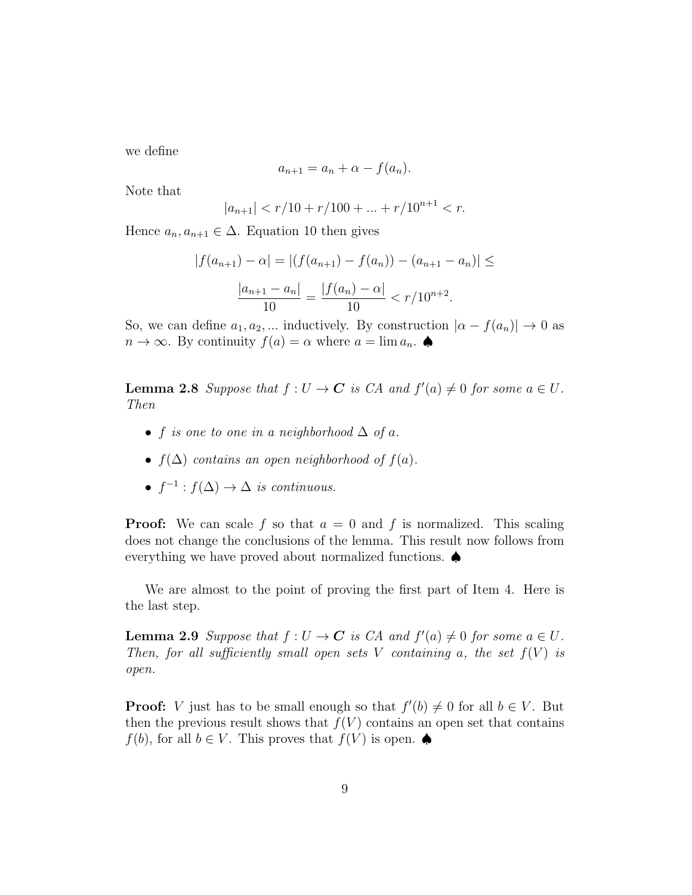we define

$$a_{n+1} = a_n + \alpha - f(a_n).$$

Note that

$$|a_{n+1}| < r/10 + r/100 + ... + r/10^{n+1} < r.$$

Hence $a_n, a_{n+1} \in \Delta$. Equation 10 then gives

$$|f(a_{n+1}) - \alpha| = |(f(a_{n+1}) - f(a_n)) - (a_{n+1} - a_n)| \leq$$

$$\frac{|a_{n+1} - a_n|}{10} = \frac{|f(a_n) - \alpha|}{10} < r/10^{n+2}.$$

So, we can define $a_1, a_2, ...$ inductively. By construction $|\alpha - f(a_n)| \to 0$ as $n \to \infty$. By continuity $f(a) = \alpha$ where $a = \lim a_n$. ♠

**Lemma 2.8** *Suppose that $f : U \to \boldsymbol{C}$ is CA and $f'(a) \neq 0$ for some $a \in U$. Then*

- *$f$ is one to one in a neighborhood $\Delta$ of $a$.*
- *$f(\Delta)$ contains an open neighborhood of $f(a)$.*
- *$f^{-1} : f(\Delta) \to \Delta$ is continuous.*

**Proof:** We can scale $f$ so that $a = 0$ and $f$ is normalized. This scaling does not change the conclusions of the lemma. This result now follows from everything we have proved about normalized functions. ♠

We are almost to the point of proving the first part of Item 4. Here is the last step.

**Lemma 2.9** *Suppose that $f : U \to \boldsymbol{C}$ is CA and $f'(a) \neq 0$ for some $a \in U$. Then, for all sufficiently small open sets $V$ containing $a$, the set $f(V)$ is open.*

**Proof:** $V$ just has to be small enough so that $f'(b) \neq 0$ for all $b \in V$. But then the previous result shows that $f(V)$ contains an open set that contains $f(b)$, for all $b \in V$. This proves that $f(V)$ is open. ♠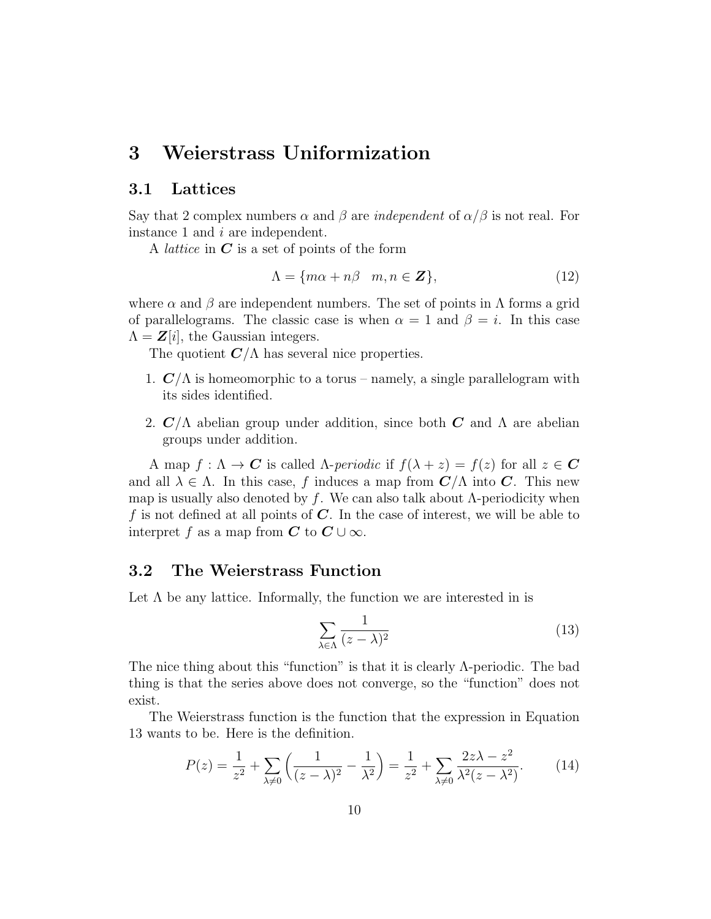# 3 Weierstrass Uniformization

## 3.1 Lattices

Say that 2 complex numbers $\alpha$ and $\beta$ are *independent* of $\alpha/\beta$ is not real. For instance 1 and $i$ are independent.

A *lattice* in $\boldsymbol{C}$ is a set of points of the form

$$\Lambda = \{m\alpha + n\beta \quad m, n \in \boldsymbol{Z}\}, \tag{12}$$

where $\alpha$ and $\beta$ are independent numbers. The set of points in $\Lambda$ forms a grid of parallelograms. The classic case is when $\alpha = 1$ and $\beta = i$. In this case $\Lambda = \boldsymbol{Z}[i]$, the Gaussian integers.

The quotient $\boldsymbol{C}/\Lambda$ has several nice properties.

1. $\boldsymbol{C}/\Lambda$ is homeomorphic to a torus – namely, a single parallelogram with its sides identified.

2. $\boldsymbol{C}/\Lambda$ abelian group under addition, since both $\boldsymbol{C}$ and $\Lambda$ are abelian groups under addition.

A map $f : \Lambda \to \boldsymbol{C}$ is called $\Lambda$-*periodic* if $f(\lambda + z) = f(z)$ for all $z \in \boldsymbol{C}$ and all $\lambda \in \Lambda$. In this case, $f$ induces a map from $\boldsymbol{C}/\Lambda$ into $\boldsymbol{C}$. This new map is usually also denoted by $f$. We can also talk about $\Lambda$-periodicity when $f$ is not defined at all points of $\boldsymbol{C}$. In the case of interest, we will be able to interpret $f$ as a map from $\boldsymbol{C}$ to $\boldsymbol{C} \cup \infty$.

## 3.2 The Weierstrass Function

Let $\Lambda$ be any lattice. Informally, the function we are interested in is

$$\sum_{\lambda \in \Lambda} \frac{1}{(z - \lambda)^2} \tag{13}$$

The nice thing about this "function" is that it is clearly $\Lambda$-periodic. The bad thing is that the series above does not converge, so the "function" does not exist.

The Weierstrass function is the function that the expression in Equation 13 wants to be. Here is the definition.

$$P(z) = \frac{1}{z^2} + \sum_{\lambda \neq 0} \left( \frac{1}{(z - \lambda)^2} - \frac{1}{\lambda^2} \right) = \frac{1}{z^2} + \sum_{\lambda \neq 0} \frac{2z\lambda - z^2}{\lambda^2 (z - \lambda^2)}. \tag{14}$$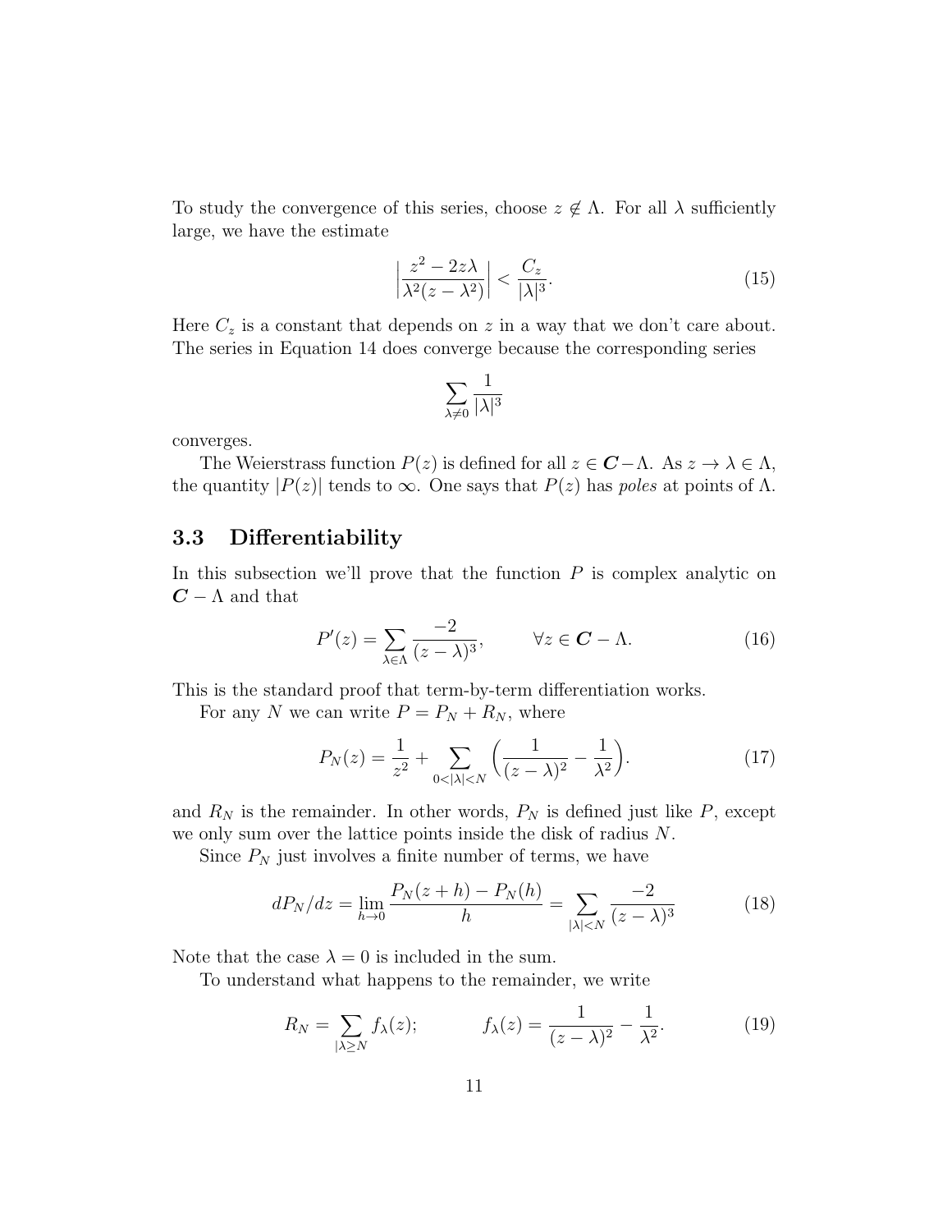To study the convergence of this series, choose $z \notin \Lambda$. For all $\lambda$ sufficiently large, we have the estimate

$$\left|\frac{z^2 - 2z\lambda}{\lambda^2(z-\lambda^2)}\right| < \frac{C_z}{|\lambda|^3}. \tag{15}$$

Here $C_z$ is a constant that depends on $z$ in a way that we don't care about. The series in Equation 14 does converge because the corresponding series

$$\sum_{\lambda \neq 0} \frac{1}{|\lambda|^3}$$

converges.

The Weierstrass function $P(z)$ is defined for all $z \in \boldsymbol{C} - \Lambda$. As $z \to \lambda \in \Lambda$, the quantity $|P(z)|$ tends to $\infty$. One says that $P(z)$ has *poles* at points of $\Lambda$.

### 3.3 Differentiability

In this subsection we'll prove that the function $P$ is complex analytic on $\boldsymbol{C} - \Lambda$ and that

$$P'(z) = \sum_{\lambda \in \Lambda} \frac{-2}{(z-\lambda)^3}, \qquad \forall z \in \boldsymbol{C} - \Lambda. \tag{16}$$

This is the standard proof that term-by-term differentiation works.

For any $N$ we can write $P = P_N + R_N$, where

$$P_N(z) = \frac{1}{z^2} + \sum_{0<|\lambda|<N} \left(\frac{1}{(z-\lambda)^2} - \frac{1}{\lambda^2}\right). \tag{17}$$

and $R_N$ is the remainder. In other words, $P_N$ is defined just like $P$, except we only sum over the lattice points inside the disk of radius $N$.

Since $P_N$ just involves a finite number of terms, we have

$$dP_N/dz = \lim_{h \to 0} \frac{P_N(z+h) - P_N(h)}{h} = \sum_{|\lambda|<N} \frac{-2}{(z-\lambda)^3} \tag{18}$$

Note that the case $\lambda = 0$ is included in the sum.

To understand what happens to the remainder, we write

$$R_N = \sum_{|\lambda \geq N} f_\lambda(z); \qquad f_\lambda(z) = \frac{1}{(z-\lambda)^2} - \frac{1}{\lambda^2}. \tag{19}$$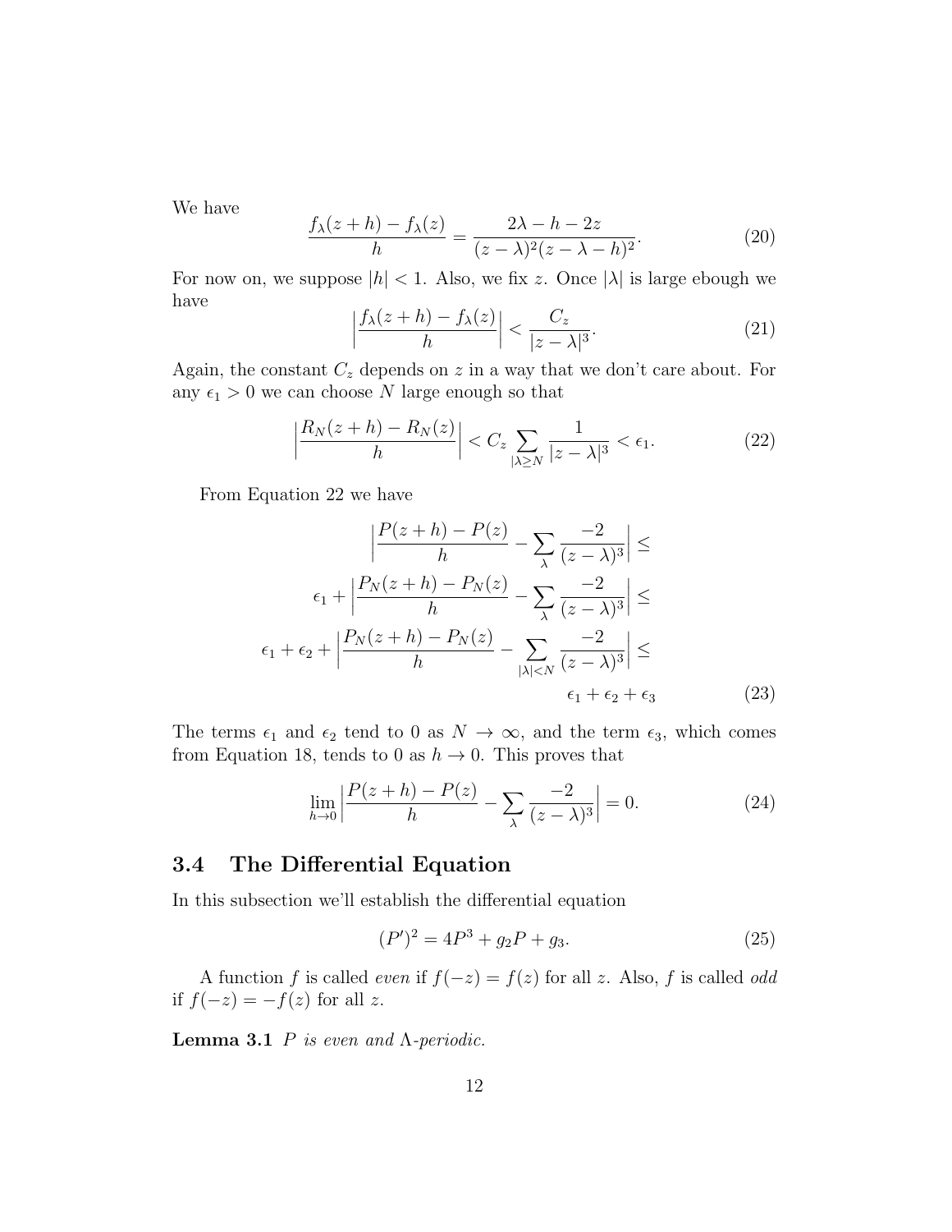We have

$$\frac{f_\lambda(z+h) - f_\lambda(z)}{h} = \frac{2\lambda - h - 2z}{(z-\lambda)^2(z-\lambda-h)^2}. \tag{20}$$

For now on, we suppose $|h| < 1$. Also, we fix $z$. Once $|\lambda|$ is large ebough we have

$$\left|\frac{f_\lambda(z+h) - f_\lambda(z)}{h}\right| < \frac{C_z}{|z-\lambda|^3}. \tag{21}$$

Again, the constant $C_z$ depends on $z$ in a way that we don't care about. For any $\epsilon_1 > 0$ we can choose $N$ large enough so that

$$\left|\frac{R_N(z+h) - R_N(z)}{h}\right| < C_z \sum_{|\lambda \geq N} \frac{1}{|z-\lambda|^3} < \epsilon_1. \tag{22}$$

From Equation 22 we have

$$\begin{aligned}
&\left|\frac{P(z+h) - P(z)}{h} - \sum_\lambda \frac{-2}{(z-\lambda)^3}\right| \leq \\
\epsilon_1 + &\left|\frac{P_N(z+h) - P_N(z)}{h} - \sum_\lambda \frac{-2}{(z-\lambda)^3}\right| \leq \\
\epsilon_1 + \epsilon_2 + &\left|\frac{P_N(z+h) - P_N(z)}{h} - \sum_{|\lambda|<N} \frac{-2}{(z-\lambda)^3}\right| \leq \\
&\epsilon_1 + \epsilon_2 + \epsilon_3
\end{aligned} \tag{23}$$

The terms $\epsilon_1$ and $\epsilon_2$ tend to 0 as $N \to \infty$, and the term $\epsilon_3$, which comes from Equation 18, tends to 0 as $h \to 0$. This proves that

$$\lim_{h \to 0} \left|\frac{P(z+h) - P(z)}{h} - \sum_\lambda \frac{-2}{(z-\lambda)^3}\right| = 0. \tag{24}$$

### 3.4 The Differential Equation

In this subsection we'll establish the differential equation

$$(P')^2 = 4P^3 + g_2 P + g_3. \tag{25}$$

A function $f$ is called *even* if $f(-z) = f(z)$ for all $z$. Also, $f$ is called *odd* if $f(-z) = -f(z)$ for all $z$.

**Lemma 3.1** *$P$ is even and $\Lambda$-periodic.*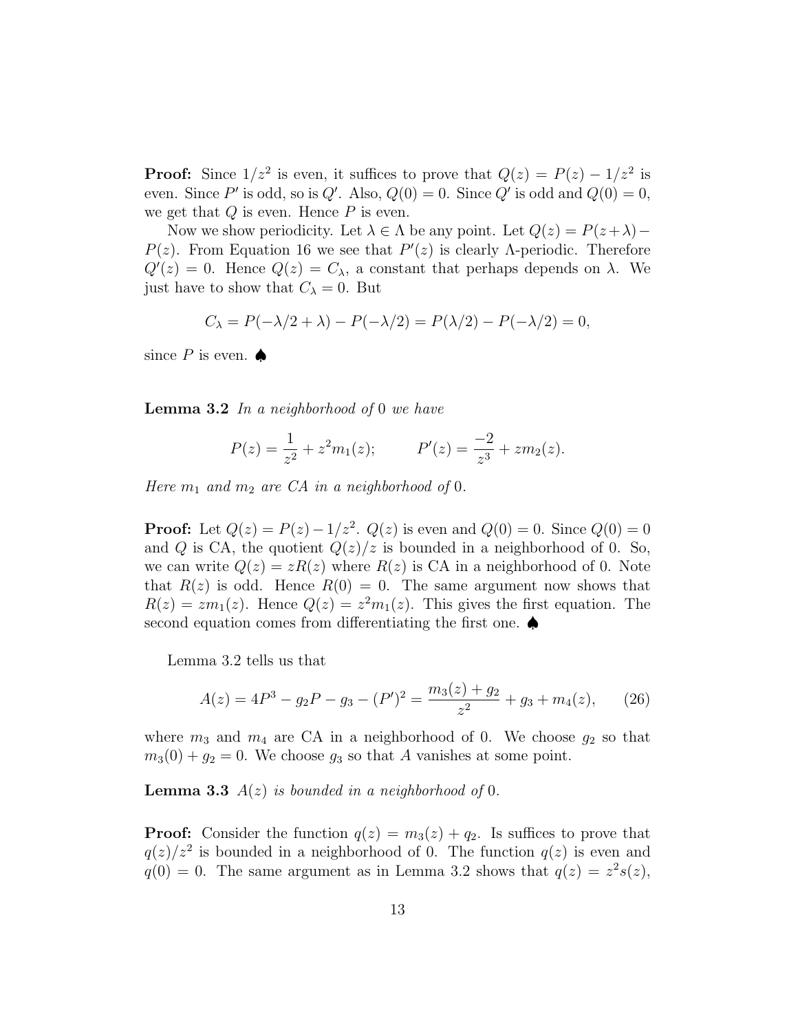**Proof:** Since $1/z^2$ is even, it suffices to prove that $Q(z) = P(z) - 1/z^2$ is even. Since $P'$ is odd, so is $Q'$. Also, $Q(0) = 0$. Since $Q'$ is odd and $Q(0) = 0$, we get that $Q$ is even. Hence $P$ is even.

Now we show periodicity. Let $\lambda \in \Lambda$ be any point. Let $Q(z) = P(z+\lambda) - P(z)$. From Equation 16 we see that $P'(z)$ is clearly $\Lambda$-periodic. Therefore $Q'(z) = 0$. Hence $Q(z) = C_\lambda$, a constant that perhaps depends on $\lambda$. We just have to show that $C_\lambda = 0$. But

$$C_\lambda = P(-\lambda/2 + \lambda) - P(-\lambda/2) = P(\lambda/2) - P(-\lambda/2) = 0,$$

since $P$ is even. ♠

**Lemma 3.2** *In a neighborhood of* 0 *we have*

$$P(z) = \frac{1}{z^2} + z^2 m_1(z); \qquad P'(z) = \frac{-2}{z^3} + z m_2(z).$$

*Here $m_1$ and $m_2$ are CA in a neighborhood of* 0*.*

**Proof:** Let $Q(z) = P(z) - 1/z^2$. $Q(z)$ is even and $Q(0) = 0$. Since $Q(0) = 0$ and $Q$ is CA, the quotient $Q(z)/z$ is bounded in a neighborhood of 0. So, we can write $Q(z) = zR(z)$ where $R(z)$ is CA in a neighborhood of 0. Note that $R(z)$ is odd. Hence $R(0) = 0$. The same argument now shows that $R(z) = zm_1(z)$. Hence $Q(z) = z^2 m_1(z)$. This gives the first equation. The second equation comes from differentiating the first one. ♠

Lemma 3.2 tells us that

$$A(z) = 4P^3 - g_2 P - g_3 - (P')^2 = \frac{m_3(z) + g_2}{z^2} + g_3 + m_4(z), \tag{26}$$

where $m_3$ and $m_4$ are CA in a neighborhood of 0. We choose $g_2$ so that $m_3(0) + g_2 = 0$. We choose $g_3$ so that $A$ vanishes at some point.

**Lemma 3.3** *$A(z)$ is bounded in a neighborhood of* 0*.*

**Proof:** Consider the function $q(z) = m_3(z) + q_2$. Is suffices to prove that $q(z)/z^2$ is bounded in a neighborhood of 0. The function $q(z)$ is even and $q(0) = 0$. The same argument as in Lemma 3.2 shows that $q(z) = z^2 s(z)$,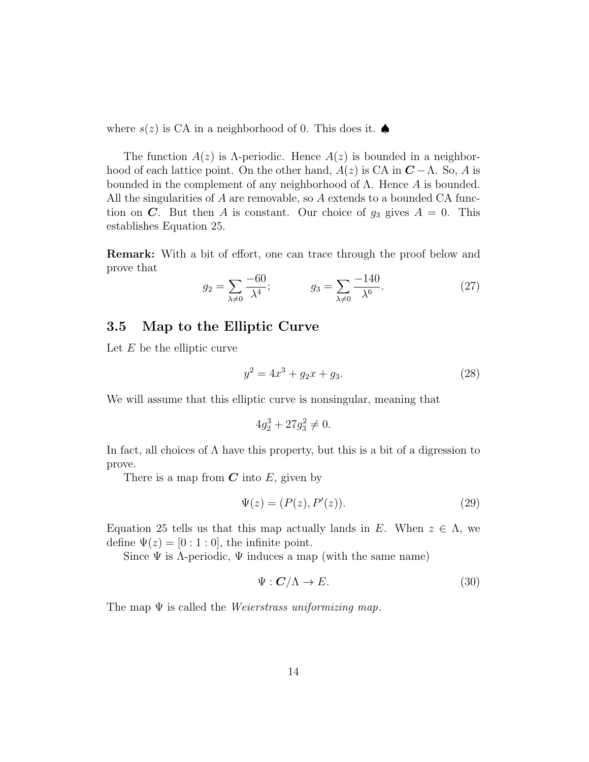where $s(z)$ is CA in a neighborhood of 0. This does it. ♠

The function $A(z)$ is $\Lambda$-periodic. Hence $A(z)$ is bounded in a neighborhood of each lattice point. On the other hand, $A(z)$ is CA in $\boldsymbol{C} - \Lambda$. So, $A$ is bounded in the complement of any neighborhood of $\Lambda$. Hence $A$ is bounded. All the singularities of $A$ are removable, so $A$ extends to a bounded CA function on $\boldsymbol{C}$. But then $A$ is constant. Our choice of $g_3$ gives $A = 0$. This establishes Equation 25.

**Remark:** With a bit of effort, one can trace through the proof below and prove that

$$g_2 = \sum_{\lambda \neq 0} \frac{-60}{\lambda^4}; \qquad g_3 = \sum_{\lambda \neq 0} \frac{-140}{\lambda^6}. \tag{27}$$

## 3.5 Map to the Elliptic Curve

Let $E$ be the elliptic curve

$$y^2 = 4x^3 + g_2 x + g_3. \tag{28}$$

We will assume that this elliptic curve is nonsingular, meaning that

$$4g_2^3 + 27g_3^2 \neq 0.$$

In fact, all choices of $\Lambda$ have this property, but this is a bit of a digression to prove.

There is a map from $\boldsymbol{C}$ into $E$, given by

$$\Psi(z) = (P(z), P'(z)). \tag{29}$$

Equation 25 tells us that this map actually lands in $E$. When $z \in \Lambda$, we define $\Psi(z) = [0 : 1 : 0]$, the infinite point.

Since $\Psi$ is $\Lambda$-periodic, $\Psi$ induces a map (with the same name)

$$\Psi : \boldsymbol{C}/\Lambda \to E. \tag{30}$$

The map $\Psi$ is called the *Weierstrass uniformizing map*.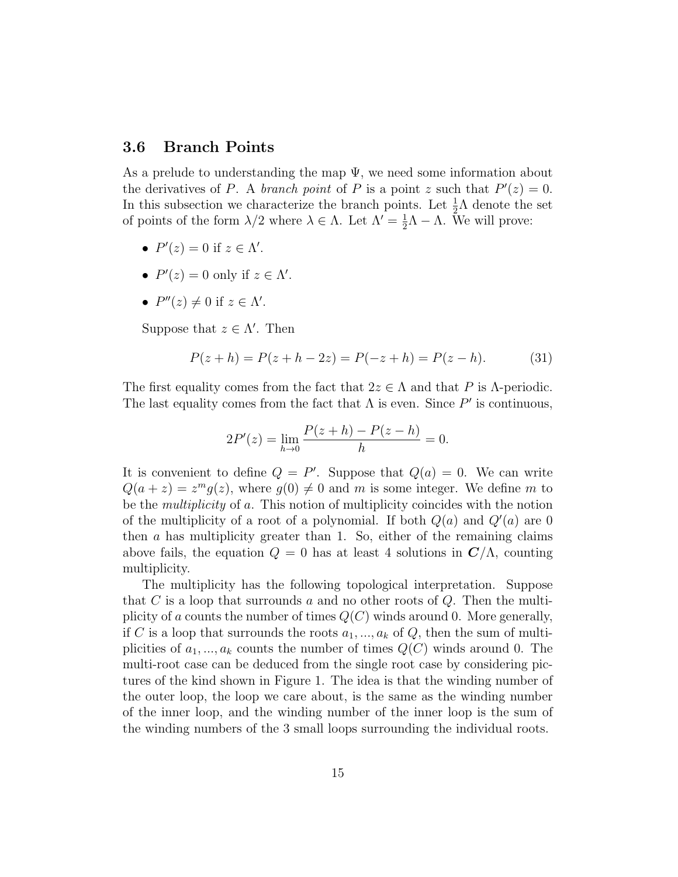### 3.6 Branch Points

As a prelude to understanding the map $\Psi$, we need some information about the derivatives of $P$. A *branch point* of $P$ is a point $z$ such that $P'(z) = 0$. In this subsection we characterize the branch points. Let $\frac{1}{2}\Lambda$ denote the set of points of the form $\lambda/2$ where $\lambda \in \Lambda$. Let $\Lambda' = \frac{1}{2}\Lambda - \Lambda$. We will prove:

- $P'(z) = 0$ if $z \in \Lambda'$.
- $P'(z) = 0$ only if $z \in \Lambda'$.
- $P''(z) \neq 0$ if $z \in \Lambda'$.

Suppose that $z \in \Lambda'$. Then

$$P(z+h) = P(z+h-2z) = P(-z+h) = P(z-h). \tag{31}$$

The first equality comes from the fact that $2z \in \Lambda$ and that $P$ is $\Lambda$-periodic. The last equality comes from the fact that $\Lambda$ is even. Since $P'$ is continuous,

$$2P'(z) = \lim_{h \to 0} \frac{P(z+h) - P(z-h)}{h} = 0.$$

It is convenient to define $Q = P'$. Suppose that $Q(a) = 0$. We can write $Q(a+z) = z^m g(z)$, where $g(0) \neq 0$ and $m$ is some integer. We define $m$ to be the *multiplicity* of $a$. This notion of multiplicity coincides with the notion of the multiplicity of a root of a polynomial. If both $Q(a)$ and $Q'(a)$ are 0 then $a$ has multiplicity greater than 1. So, either of the remaining claims above fails, the equation $Q = 0$ has at least 4 solutions in $\boldsymbol{C}/\Lambda$, counting multiplicity.

The multiplicity has the following topological interpretation. Suppose that $C$ is a loop that surrounds $a$ and no other roots of $Q$. Then the multiplicity of $a$ counts the number of times $Q(C)$ winds around 0. More generally, if $C$ is a loop that surrounds the roots $a_1, ..., a_k$ of $Q$, then the sum of multiplicities of $a_1, ..., a_k$ counts the number of times $Q(C)$ winds around 0. The multi-root case can be deduced from the single root case by considering pictures of the kind shown in Figure 1. The idea is that the winding number of the outer loop, the loop we care about, is the same as the winding number of the inner loop, and the winding number of the inner loop is the sum of the winding numbers of the 3 small loops surrounding the individual roots.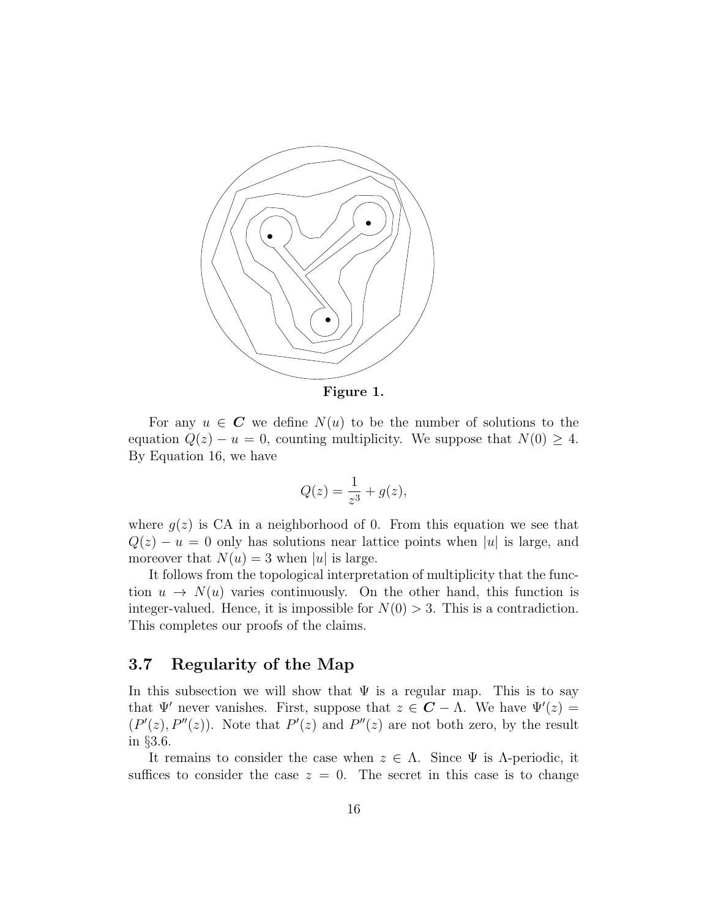**Figure 1.**

For any $u \in \boldsymbol{C}$ we define $N(u)$ to be the number of solutions to the equation $Q(z) - u = 0$, counting multiplicity. We suppose that $N(0) \geq 4$. By Equation 16, we have

$$Q(z) = \frac{1}{z^3} + g(z),$$

where $g(z)$ is CA in a neighborhood of 0. From this equation we see that $Q(z) - u = 0$ only has solutions near lattice points when $|u|$ is large, and moreover that $N(u) = 3$ when $|u|$ is large.

It follows from the topological interpretation of multiplicity that the function $u \to N(u)$ varies continuously. On the other hand, this function is integer-valued. Hence, it is impossible for $N(0) > 3$. This is a contradiction. This completes our proofs of the claims.

### 3.7 Regularity of the Map

In this subsection we will show that $\Psi$ is a regular map. This is to say that $\Psi'$ never vanishes. First, suppose that $z \in \boldsymbol{C} - \Lambda$. We have $\Psi'(z) = (P'(z), P''(z))$. Note that $P'(z)$ and $P''(z)$ are not both zero, by the result in §3.6.

It remains to consider the case when $z \in \Lambda$. Since $\Psi$ is $\Lambda$-periodic, it suffices to consider the case $z = 0$. The secret in this case is to change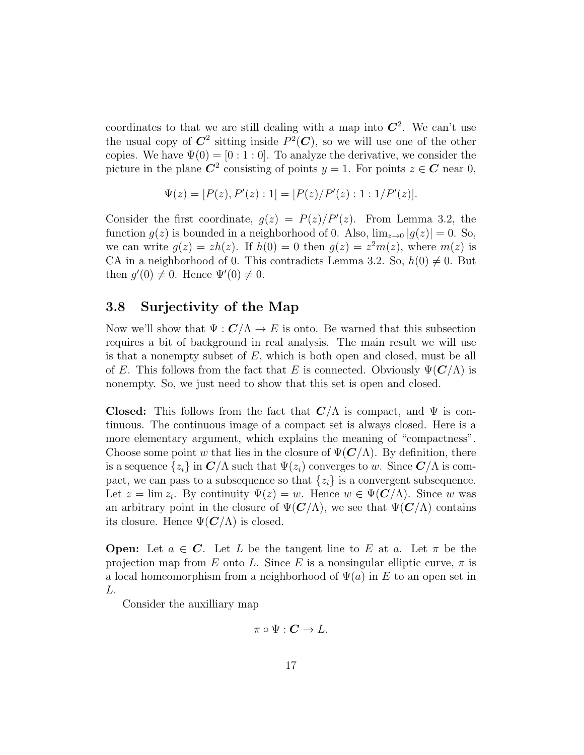coordinates to that we are still dealing with a map into $\boldsymbol{C}^2$. We can't use the usual copy of $\boldsymbol{C}^2$ sitting inside $P^2(\boldsymbol{C})$, so we will use one of the other copies. We have $\Psi(0) = [0 : 1 : 0]$. To analyze the derivative, we consider the picture in the plane $\boldsymbol{C}^2$ consisting of points $y = 1$. For points $z \in \boldsymbol{C}$ near 0,

$$\Psi(z) = [P(z), P'(z) : 1] = [P(z)/P'(z) : 1 : 1/P'(z)].$$

Consider the first coordinate, $g(z) = P(z)/P'(z)$. From Lemma 3.2, the function $g(z)$ is bounded in a neighborhood of 0. Also, $\lim_{z \to 0} |g(z)| = 0$. So, we can write $g(z) = zh(z)$. If $h(0) = 0$ then $g(z) = z^2 m(z)$, where $m(z)$ is CA in a neighborhood of 0. This contradicts Lemma 3.2. So, $h(0) \neq 0$. But then $g'(0) \neq 0$. Hence $\Psi'(0) \neq 0$.

## 3.8 Surjectivity of the Map

Now we'll show that $\Psi : \boldsymbol{C}/\Lambda \to E$ is onto. Be warned that this subsection requires a bit of background in real analysis. The main result we will use is that a nonempty subset of $E$, which is both open and closed, must be all of $E$. This follows from the fact that $E$ is connected. Obviously $\Psi(\boldsymbol{C}/\Lambda)$ is nonempty. So, we just need to show that this set is open and closed.

**Closed:** This follows from the fact that $\boldsymbol{C}/\Lambda$ is compact, and $\Psi$ is continuous. The continuous image of a compact set is always closed. Here is a more elementary argument, which explains the meaning of "compactness". Choose some point $w$ that lies in the closure of $\Psi(\boldsymbol{C}/\Lambda)$. By definition, there is a sequence $\{z_i\}$ in $\boldsymbol{C}/\Lambda$ such that $\Psi(z_i)$ converges to $w$. Since $\boldsymbol{C}/\Lambda$ is compact, we can pass to a subsequence so that $\{z_i\}$ is a convergent subsequence. Let $z = \lim z_i$. By continuity $\Psi(z) = w$. Hence $w \in \Psi(\boldsymbol{C}/\Lambda)$. Since $w$ was an arbitrary point in the closure of $\Psi(\boldsymbol{C}/\Lambda)$, we see that $\Psi(\boldsymbol{C}/\Lambda)$ contains its closure. Hence $\Psi(\boldsymbol{C}/\Lambda)$ is closed.

**Open:** Let $a \in \boldsymbol{C}$. Let $L$ be the tangent line to $E$ at $a$. Let $\pi$ be the projection map from $E$ onto $L$. Since $E$ is a nonsingular elliptic curve, $\pi$ is a local homeomorphism from a neighborhood of $\Psi(a)$ in $E$ to an open set in $L$.

Consider the auxilliary map

$$\pi \circ \Psi : \boldsymbol{C} \to L.$$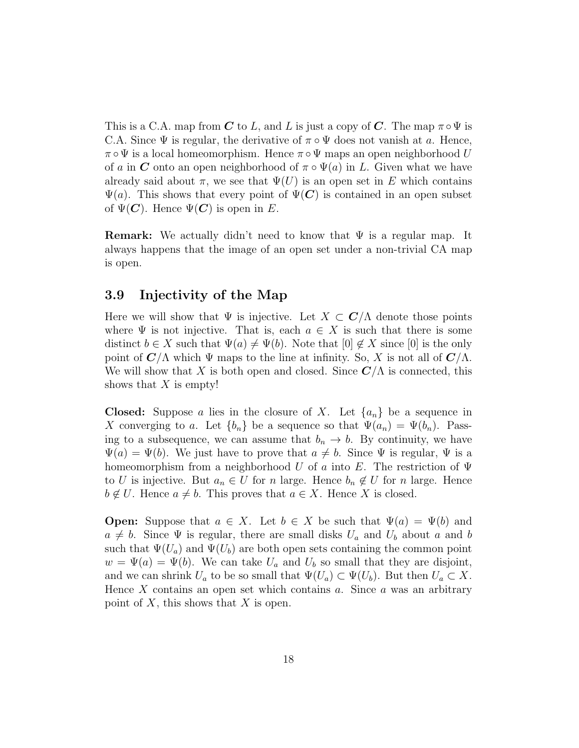This is a C.A. map from $\boldsymbol{C}$ to $L$, and $L$ is just a copy of $\boldsymbol{C}$. The map $\pi \circ \Psi$ is C.A. Since $\Psi$ is regular, the derivative of $\pi \circ \Psi$ does not vanish at $a$. Hence, $\pi \circ \Psi$ is a local homeomorphism. Hence $\pi \circ \Psi$ maps an open neighborhood $U$ of $a$ in $\boldsymbol{C}$ onto an open neighborhood of $\pi \circ \Psi(a)$ in $L$. Given what we have already said about $\pi$, we see that $\Psi(U)$ is an open set in $E$ which contains $\Psi(a)$. This shows that every point of $\Psi(\boldsymbol{C})$ is contained in an open subset of $\Psi(\boldsymbol{C})$. Hence $\Psi(\boldsymbol{C})$ is open in $E$.

**Remark:** We actually didn't need to know that $\Psi$ is a regular map. It always happens that the image of an open set under a non-trivial CA map is open.

## 3.9 Injectivity of the Map

Here we will show that $\Psi$ is injective. Let $X \subset \boldsymbol{C}/\Lambda$ denote those points where $\Psi$ is not injective. That is, each $a \in X$ is such that there is some distinct $b \in X$ such that $\Psi(a) \neq \Psi(b)$. Note that $[0] \notin X$ since $[0]$ is the only point of $\boldsymbol{C}/\Lambda$ which $\Psi$ maps to the line at infinity. So, $X$ is not all of $\boldsymbol{C}/\Lambda$. We will show that $X$ is both open and closed. Since $\boldsymbol{C}/\Lambda$ is connected, this shows that $X$ is empty!

**Closed:** Suppose $a$ lies in the closure of $X$. Let $\{a_n\}$ be a sequence in $X$ converging to $a$. Let $\{b_n\}$ be a sequence so that $\Psi(a_n) = \Psi(b_n)$. Passing to a subsequence, we can assume that $b_n \to b$. By continuity, we have $\Psi(a) = \Psi(b)$. We just have to prove that $a \neq b$. Since $\Psi$ is regular, $\Psi$ is a homeomorphism from a neighborhood $U$ of $a$ into $E$. The restriction of $\Psi$ to $U$ is injective. But $a_n \in U$ for $n$ large. Hence $b_n \notin U$ for $n$ large. Hence $b \notin U$. Hence $a \neq b$. This proves that $a \in X$. Hence $X$ is closed.

**Open:** Suppose that $a \in X$. Let $b \in X$ be such that $\Psi(a) = \Psi(b)$ and $a \neq b$. Since $\Psi$ is regular, there are small disks $U_a$ and $U_b$ about $a$ and $b$ such that $\Psi(U_a)$ and $\Psi(U_b)$ are both open sets containing the common point $w = \Psi(a) = \Psi(b)$. We can take $U_a$ and $U_b$ so small that they are disjoint, and we can shrink $U_a$ to be so small that $\Psi(U_a) \subset \Psi(U_b)$. But then $U_a \subset X$. Hence $X$ contains an open set which contains $a$. Since $a$ was an arbitrary point of $X$, this shows that $X$ is open.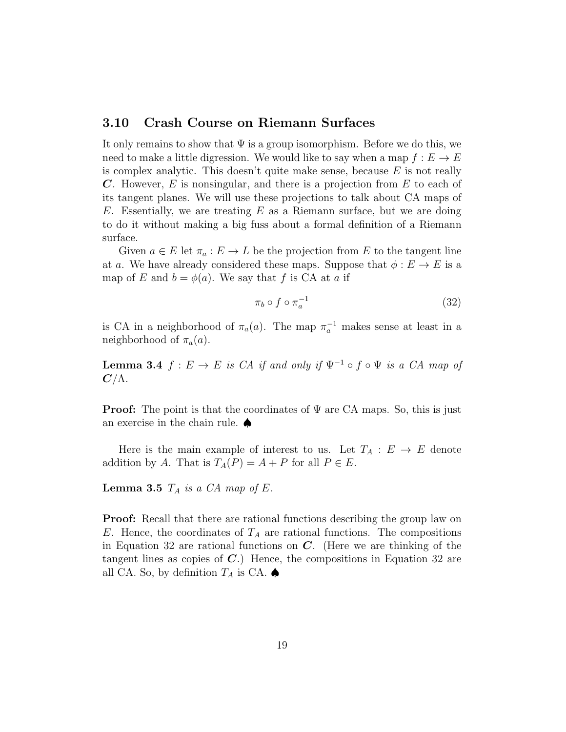## 3.10 Crash Course on Riemann Surfaces

It only remains to show that $\Psi$ is a group isomorphism. Before we do this, we need to make a little digression. We would like to say when a map $f: E \to E$ is complex analytic. This doesn't quite make sense, because $E$ is not really $\boldsymbol{C}$. However, $E$ is nonsingular, and there is a projection from $E$ to each of its tangent planes. We will use these projections to talk about CA maps of $E$. Essentially, we are treating $E$ as a Riemann surface, but we are doing to do it without making a big fuss about a formal definition of a Riemann surface.

Given $a \in E$ let $\pi_a : E \to L$ be the projection from $E$ to the tangent line at $a$. We have already considered these maps. Suppose that $\phi: E \to E$ is a map of $E$ and $b = \phi(a)$. We say that $f$ is CA at $a$ if

$$\pi_b \circ f \circ \pi_a^{-1} \tag{32}$$

is CA in a neighborhood of $\pi_a(a)$. The map $\pi_a^{-1}$ makes sense at least in a neighborhood of $\pi_a(a)$.

**Lemma 3.4** *$f: E \to E$ is CA if and only if $\Psi^{-1} \circ f \circ \Psi$ is a CA map of $\boldsymbol{C}/\Lambda$.*

**Proof:** The point is that the coordinates of $\Psi$ are CA maps. So, this is just an exercise in the chain rule. ♠

Here is the main example of interest to us. Let $T_A : E \to E$ denote addition by $A$. That is $T_A(P) = A + P$ for all $P \in E$.

**Lemma 3.5** *$T_A$ is a CA map of $E$.*

**Proof:** Recall that there are rational functions describing the group law on $E$. Hence, the coordinates of $T_A$ are rational functions. The compositions in Equation 32 are rational functions on $\boldsymbol{C}$. (Here we are thinking of the tangent lines as copies of $\boldsymbol{C}$.) Hence, the compositions in Equation 32 are all CA. So, by definition $T_A$ is CA. ♠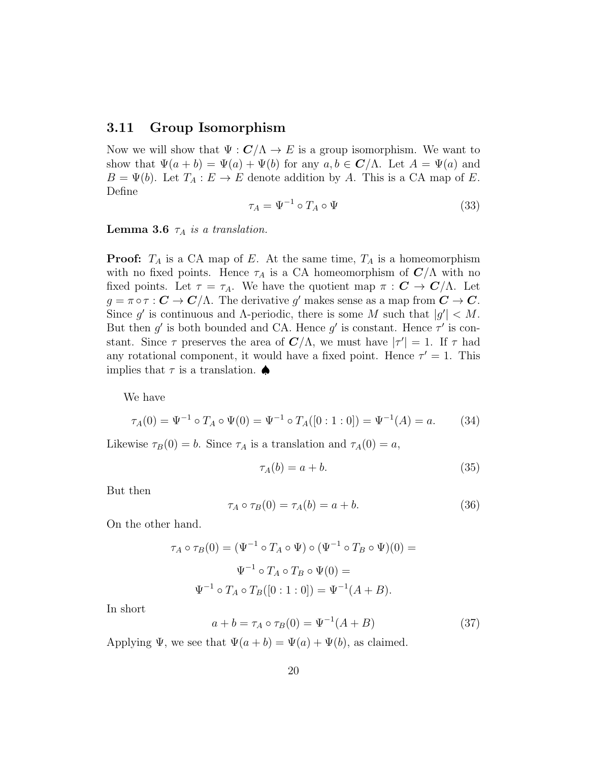### 3.11 Group Isomorphism

Now we will show that $\Psi : \boldsymbol{C}/\Lambda \to E$ is a group isomorphism. We want to show that $\Psi(a+b) = \Psi(a) + \Psi(b)$ for any $a, b \in \boldsymbol{C}/\Lambda$. Let $A = \Psi(a)$ and $B = \Psi(b)$. Let $T_A : E \to E$ denote addition by $A$. This is a CA map of $E$. Define

$$\tau_A = \Psi^{-1} \circ T_A \circ \Psi \tag{33}$$

**Lemma 3.6** *$\tau_A$ is a translation.*

**Proof:** $T_A$ is a CA map of $E$. At the same time, $T_A$ is a homeomorphism with no fixed points. Hence $\tau_A$ is a CA homeomorphism of $\boldsymbol{C}/\Lambda$ with no fixed points. Let $\tau = \tau_A$. We have the quotient map $\pi : \boldsymbol{C} \to \boldsymbol{C}/\Lambda$. Let $g = \pi \circ \tau : \boldsymbol{C} \to \boldsymbol{C}/\Lambda$. The derivative $g'$ makes sense as a map from $\boldsymbol{C} \to \boldsymbol{C}$. Since $g'$ is continuous and $\Lambda$-periodic, there is some $M$ such that $|g'| < M$. But then $g'$ is both bounded and CA. Hence $g'$ is constant. Hence $\tau'$ is constant. Since $\tau$ preserves the area of $\boldsymbol{C}/\Lambda$, we must have $|\tau'| = 1$. If $\tau$ had any rotational component, it would have a fixed point. Hence $\tau' = 1$. This implies that $\tau$ is a translation. ♠

We have

$$\tau_A(0) = \Psi^{-1} \circ T_A \circ \Psi(0) = \Psi^{-1} \circ T_A([0:1:0]) = \Psi^{-1}(A) = a. \tag{34}$$

Likewise $\tau_B(0) = b$. Since $\tau_A$ is a translation and $\tau_A(0) = a$,

$$\tau_A(b) = a + b. \tag{35}$$

But then

$$\tau_A \circ \tau_B(0) = \tau_A(b) = a + b. \tag{36}$$

On the other hand.

$$\tau_A \circ \tau_B(0) = (\Psi^{-1} \circ T_A \circ \Psi) \circ (\Psi^{-1} \circ T_B \circ \Psi)(0) =$$

$$\Psi^{-1} \circ T_A \circ T_B \circ \Psi(0) =$$

$$\Psi^{-1} \circ T_A \circ T_B([0:1:0]) = \Psi^{-1}(A+B).$$

In short

$$a + b = \tau_A \circ \tau_B(0) = \Psi^{-1}(A+B) \tag{37}$$

Applying $\Psi$, we see that $\Psi(a+b) = \Psi(a) + \Psi(b)$, as claimed.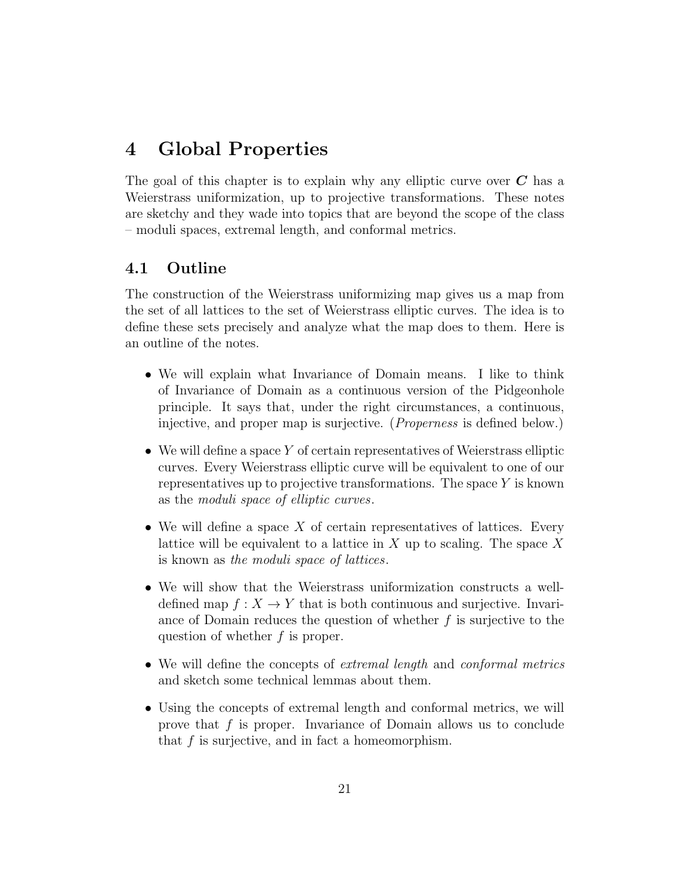# 4 Global Properties

The goal of this chapter is to explain why any elliptic curve over $\boldsymbol{C}$ has a Weierstrass uniformization, up to projective transformations. These notes are sketchy and they wade into topics that are beyond the scope of the class – moduli spaces, extremal length, and conformal metrics.

## 4.1 Outline

The construction of the Weierstrass uniformizing map gives us a map from the set of all lattices to the set of Weierstrass elliptic curves. The idea is to define these sets precisely and analyze what the map does to them. Here is an outline of the notes.

- We will explain what Invariance of Domain means. I like to think of Invariance of Domain as a continuous version of the Pidgeonhole principle. It says that, under the right circumstances, a continuous, injective, and proper map is surjective. (*Properness* is defined below.)
- We will define a space $Y$ of certain representatives of Weierstrass elliptic curves. Every Weierstrass elliptic curve will be equivalent to one of our representatives up to projective transformations. The space $Y$ is known as the *moduli space of elliptic curves*.
- We will define a space $X$ of certain representatives of lattices. Every lattice will be equivalent to a lattice in $X$ up to scaling. The space $X$ is known as *the moduli space of lattices*.
- We will show that the Weierstrass uniformization constructs a well-defined map $f : X \to Y$ that is both continuous and surjective. Invariance of Domain reduces the question of whether $f$ is surjective to the question of whether $f$ is proper.
- We will define the concepts of *extremal length* and *conformal metrics* and sketch some technical lemmas about them.
- Using the concepts of extremal length and conformal metrics, we will prove that $f$ is proper. Invariance of Domain allows us to conclude that $f$ is surjective, and in fact a homeomorphism.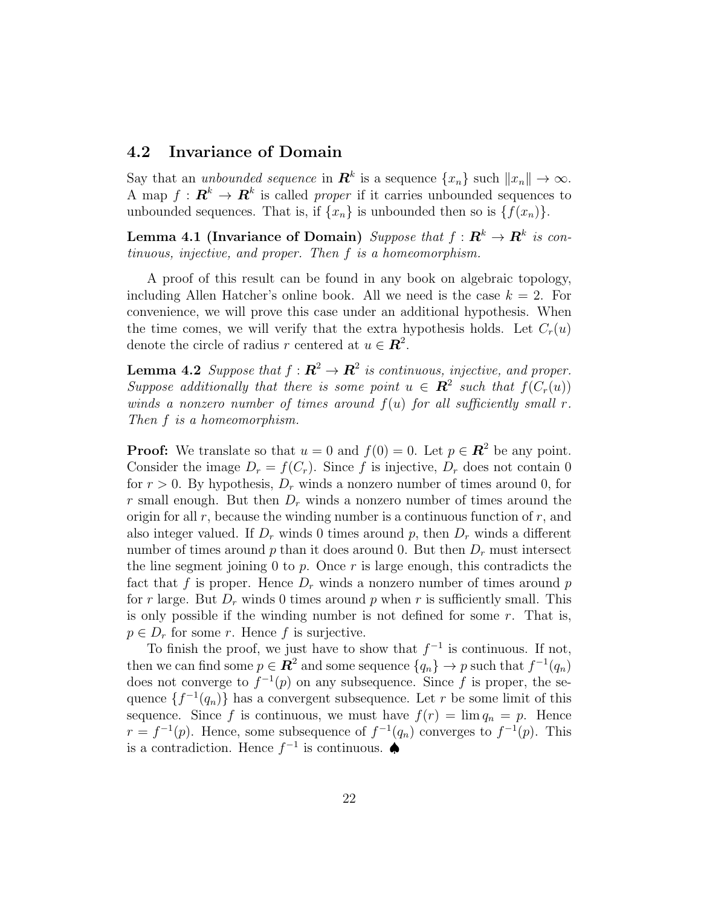## 4.2 Invariance of Domain

Say that an *unbounded sequence* in $\boldsymbol{R}^k$ is a sequence $\{x_n\}$ such $\|x_n\| \to \infty$. A map $f : \boldsymbol{R}^k \to \boldsymbol{R}^k$ is called *proper* if it carries unbounded sequences to unbounded sequences. That is, if $\{x_n\}$ is unbounded then so is $\{f(x_n)\}$.

**Lemma 4.1 (Invariance of Domain)** *Suppose that $f : \boldsymbol{R}^k \to \boldsymbol{R}^k$ is continuous, injective, and proper. Then $f$ is a homeomorphism.*

A proof of this result can be found in any book on algebraic topology, including Allen Hatcher's online book. All we need is the case $k = 2$. For convenience, we will prove this case under an additional hypothesis. When the time comes, we will verify that the extra hypothesis holds. Let $C_r(u)$ denote the circle of radius $r$ centered at $u \in \boldsymbol{R}^2$.

**Lemma 4.2** *Suppose that $f : \boldsymbol{R}^2 \to \boldsymbol{R}^2$ is continuous, injective, and proper. Suppose additionally that there is some point $u \in \boldsymbol{R}^2$ such that $f(C_r(u))$ winds a nonzero number of times around $f(u)$ for all sufficiently small $r$. Then $f$ is a homeomorphism.*

**Proof:** We translate so that $u = 0$ and $f(0) = 0$. Let $p \in \boldsymbol{R}^2$ be any point. Consider the image $D_r = f(C_r)$. Since $f$ is injective, $D_r$ does not contain 0 for $r > 0$. By hypothesis, $D_r$ winds a nonzero number of times around 0, for $r$ small enough. But then $D_r$ winds a nonzero number of times around the origin for all $r$, because the winding number is a continuous function of $r$, and also integer valued. If $D_r$ winds 0 times around $p$, then $D_r$ winds a different number of times around $p$ than it does around 0. But then $D_r$ must intersect the line segment joining 0 to $p$. Once $r$ is large enough, this contradicts the fact that $f$ is proper. Hence $D_r$ winds a nonzero number of times around $p$ for $r$ large. But $D_r$ winds 0 times around $p$ when $r$ is sufficiently small. This is only possible if the winding number is not defined for some $r$. That is, $p \in D_r$ for some $r$. Hence $f$ is surjective.

To finish the proof, we just have to show that $f^{-1}$ is continuous. If not, then we can find some $p \in \boldsymbol{R}^2$ and some sequence $\{q_n\} \to p$ such that $f^{-1}(q_n)$ does not converge to $f^{-1}(p)$ on any subsequence. Since $f$ is proper, the sequence $\{f^{-1}(q_n)\}$ has a convergent subsequence. Let $r$ be some limit of this sequence. Since $f$ is continuous, we must have $f(r) = \lim q_n = p$. Hence $r = f^{-1}(p)$. Hence, some subsequence of $f^{-1}(q_n)$ converges to $f^{-1}(p)$. This is a contradiction. Hence $f^{-1}$ is continuous. ♠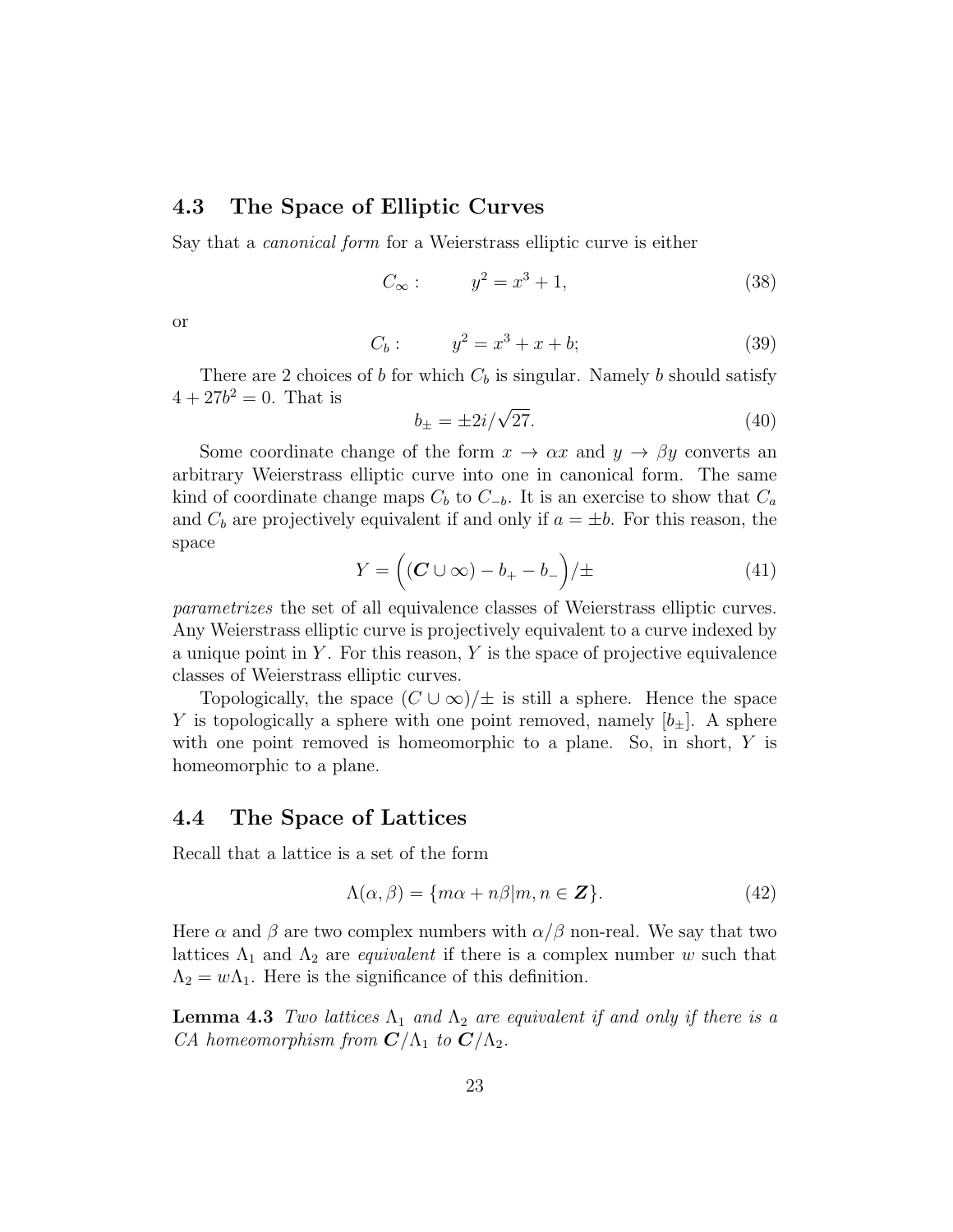## 4.3 The Space of Elliptic Curves

Say that a *canonical form* for a Weierstrass elliptic curve is either

$$C_\infty : \qquad y^2 = x^3 + 1, \tag{38}$$

or

$$C_b : \qquad y^2 = x^3 + x + b; \tag{39}$$

There are 2 choices of $b$ for which $C_b$ is singular. Namely $b$ should satisfy $4 + 27b^2 = 0$. That is

$$b_\pm = \pm 2i/\sqrt{27}. \tag{40}$$

Some coordinate change of the form $x \to \alpha x$ and $y \to \beta y$ converts an arbitrary Weierstrass elliptic curve into one in canonical form. The same kind of coordinate change maps $C_b$ to $C_{-b}$. It is an exercise to show that $C_a$ and $C_b$ are projectively equivalent if and only if $a = \pm b$. For this reason, the space

$$Y = \Big( (\boldsymbol{C} \cup \infty) - b_+ - b_- \Big)/\pm \tag{41}$$

*parametrizes* the set of all equivalence classes of Weierstrass elliptic curves. Any Weierstrass elliptic curve is projectively equivalent to a curve indexed by a unique point in $Y$. For this reason, $Y$ is the space of projective equivalence classes of Weierstrass elliptic curves.

Topologically, the space $(C \cup \infty)/\pm$ is still a sphere. Hence the space $Y$ is topologically a sphere with one point removed, namely $[b_\pm]$. A sphere with one point removed is homeomorphic to a plane. So, in short, $Y$ is homeomorphic to a plane.

## 4.4 The Space of Lattices

Recall that a lattice is a set of the form

$$\Lambda(\alpha, \beta) = \{m\alpha + n\beta | m, n \in \boldsymbol{Z}\}. \tag{42}$$

Here $\alpha$ and $\beta$ are two complex numbers with $\alpha/\beta$ non-real. We say that two lattices $\Lambda_1$ and $\Lambda_2$ are *equivalent* if there is a complex number $w$ such that $\Lambda_2 = w\Lambda_1$. Here is the significance of this definition.

**Lemma 4.3** *Two lattices $\Lambda_1$ and $\Lambda_2$ are equivalent if and only if there is a CA homeomorphism from $\boldsymbol{C}/\Lambda_1$ to $\boldsymbol{C}/\Lambda_2$.*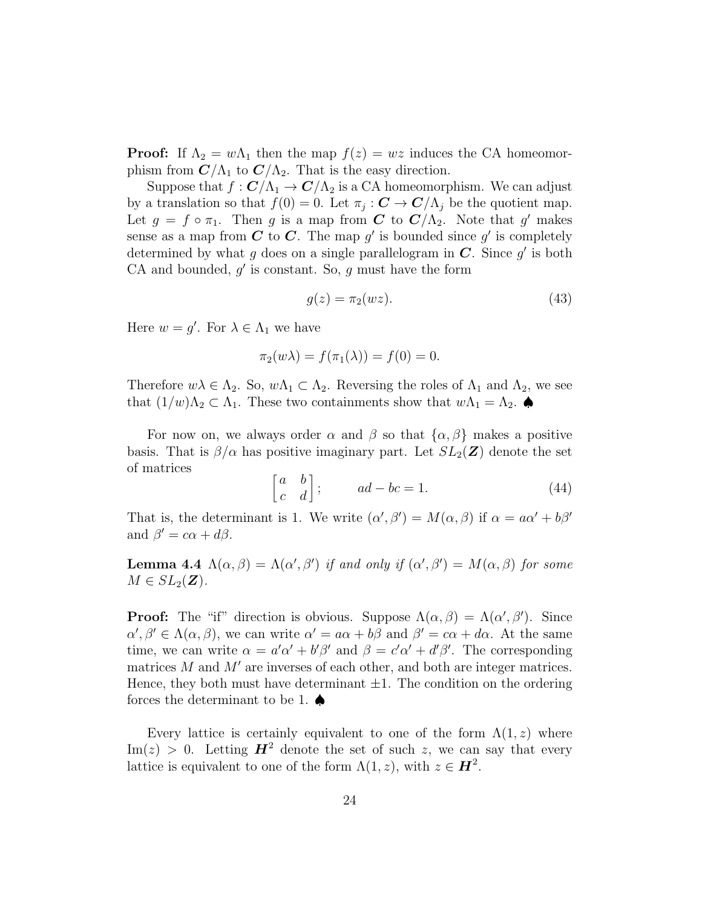**Proof:** If $\Lambda_2 = w\Lambda_1$ then the map $f(z) = wz$ induces the CA homeomorphism from $\boldsymbol{C}/\Lambda_1$ to $\boldsymbol{C}/\Lambda_2$. That is the easy direction.

Suppose that $f : \boldsymbol{C}/\Lambda_1 \to \boldsymbol{C}/\Lambda_2$ is a CA homeomorphism. We can adjust by a translation so that $f(0) = 0$. Let $\pi_j : \boldsymbol{C} \to \boldsymbol{C}/\Lambda_j$ be the quotient map. Let $g = f \circ \pi_1$. Then $g$ is a map from $\boldsymbol{C}$ to $\boldsymbol{C}/\Lambda_2$. Note that $g'$ makes sense as a map from $\boldsymbol{C}$ to $\boldsymbol{C}$. The map $g'$ is bounded since $g'$ is completely determined by what $g$ does on a single parallelogram in $\boldsymbol{C}$. Since $g'$ is both CA and bounded, $g'$ is constant. So, $g$ must have the form

$$g(z) = \pi_2(wz). \tag{43}$$

Here $w = g'$. For $\lambda \in \Lambda_1$ we have

$$\pi_2(w\lambda) = f(\pi_1(\lambda)) = f(0) = 0.$$

Therefore $w\lambda \in \Lambda_2$. So, $w\Lambda_1 \subset \Lambda_2$. Reversing the roles of $\Lambda_1$ and $\Lambda_2$, we see that $(1/w)\Lambda_2 \subset \Lambda_1$. These two containments show that $w\Lambda_1 = \Lambda_2$. ♠

For now on, we always order $\alpha$ and $\beta$ so that $\{\alpha, \beta\}$ makes a positive basis. That is $\beta/\alpha$ has positive imaginary part. Let $SL_2(\boldsymbol{Z})$ denote the set of matrices

$$\begin{bmatrix} a & b \\ c & d \end{bmatrix}; \qquad ad - bc = 1. \tag{44}$$

That is, the determinant is 1. We write $(\alpha', \beta') = M(\alpha, \beta)$ if $\alpha = a\alpha' + b\beta'$ and $\beta' = c\alpha + d\beta$.

**Lemma 4.4** *$\Lambda(\alpha, \beta) = \Lambda(\alpha', \beta')$ if and only if $(\alpha', \beta') = M(\alpha, \beta)$ for some $M \in SL_2(\boldsymbol{Z})$.*

**Proof:** The "if" direction is obvious. Suppose $\Lambda(\alpha, \beta) = \Lambda(\alpha', \beta')$. Since $\alpha', \beta' \in \Lambda(\alpha, \beta)$, we can write $\alpha' = a\alpha + b\beta$ and $\beta' = c\alpha + d\alpha$. At the same time, we can write $\alpha = a'\alpha' + b'\beta'$ and $\beta = c'\alpha' + d'\beta'$. The corresponding matrices $M$ and $M'$ are inverses of each other, and both are integer matrices. Hence, they both must have determinant $\pm 1$. The condition on the ordering forces the determinant to be 1. ♠

Every lattice is certainly equivalent to one of the form $\Lambda(1, z)$ where $\text{Im}(z) > 0$. Letting $\boldsymbol{H}^2$ denote the set of such $z$, we can say that every lattice is equivalent to one of the form $\Lambda(1, z)$, with $z \in \boldsymbol{H}^2$.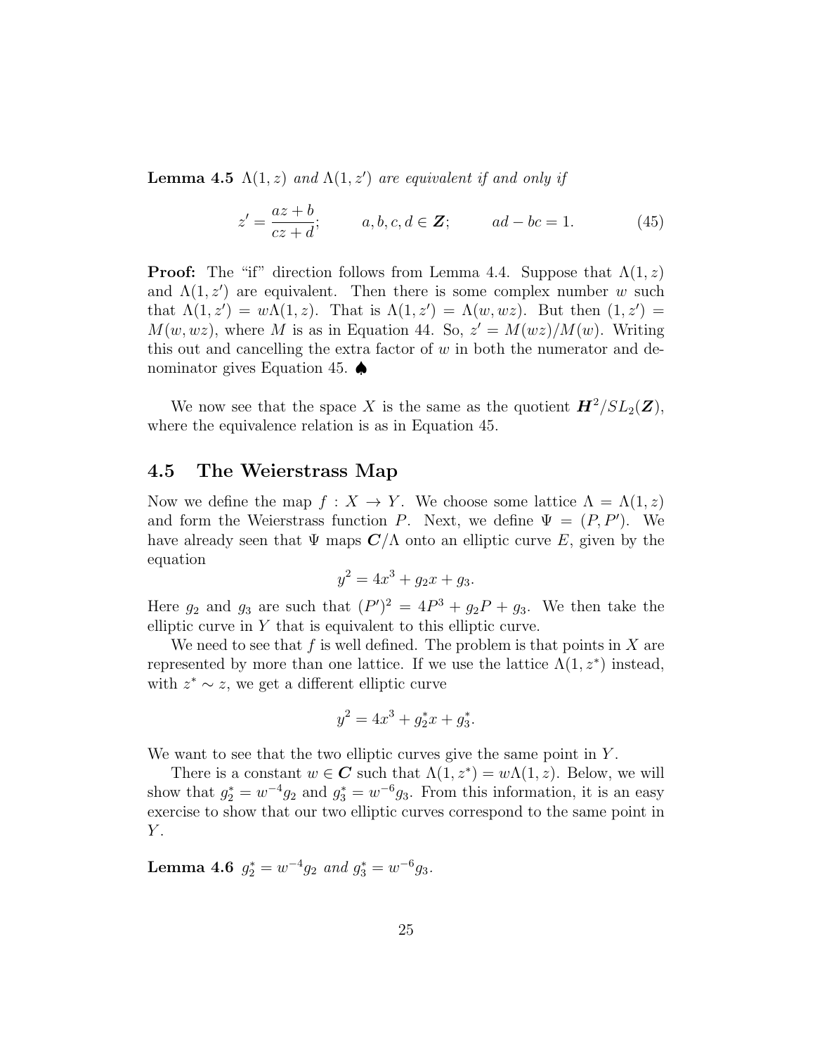**Lemma 4.5** *$\Lambda(1,z)$ and $\Lambda(1,z')$ are equivalent if and only if*

$$z' = \frac{az+b}{cz+d}; \qquad a,b,c,d \in \boldsymbol{Z}; \qquad ad-bc=1. \tag{45}$$

**Proof:** The "if" direction follows from Lemma 4.4. Suppose that $\Lambda(1,z)$ and $\Lambda(1,z')$ are equivalent. Then there is some complex number $w$ such that $\Lambda(1,z') = w\Lambda(1,z)$. That is $\Lambda(1,z') = \Lambda(w,wz)$. But then $(1,z') = M(w,wz)$, where $M$ is as in Equation 44. So, $z' = M(wz)/M(w)$. Writing this out and cancelling the extra factor of $w$ in both the numerator and denominator gives Equation 45. ♠

We now see that the space $X$ is the same as the quotient $\boldsymbol{H}^2/SL_2(\boldsymbol{Z})$, where the equivalence relation is as in Equation 45.

## 4.5 The Weierstrass Map

Now we define the map $f : X \to Y$. We choose some lattice $\Lambda = \Lambda(1,z)$ and form the Weierstrass function $P$. Next, we define $\Psi = (P, P')$. We have already seen that $\Psi$ maps $\boldsymbol{C}/\Lambda$ onto an elliptic curve $E$, given by the equation

$$y^2 = 4x^3 + g_2 x + g_3.$$

Here $g_2$ and $g_3$ are such that $(P')^2 = 4P^3 + g_2 P + g_3$. We then take the elliptic curve in $Y$ that is equivalent to this elliptic curve.

We need to see that $f$ is well defined. The problem is that points in $X$ are represented by more than one lattice. If we use the lattice $\Lambda(1,z^*)$ instead, with $z^* \sim z$, we get a different elliptic curve

$$y^2 = 4x^3 + g_2^* x + g_3^*.$$

We want to see that the two elliptic curves give the same point in $Y$.

There is a constant $w \in \boldsymbol{C}$ such that $\Lambda(1,z^*) = w\Lambda(1,z)$. Below, we will show that $g_2^* = w^{-4} g_2$ and $g_3^* = w^{-6} g_3$. From this information, it is an easy exercise to show that our two elliptic curves correspond to the same point in $Y$.

**Lemma 4.6** *$g_2^* = w^{-4} g_2$ and $g_3^* = w^{-6} g_3$.*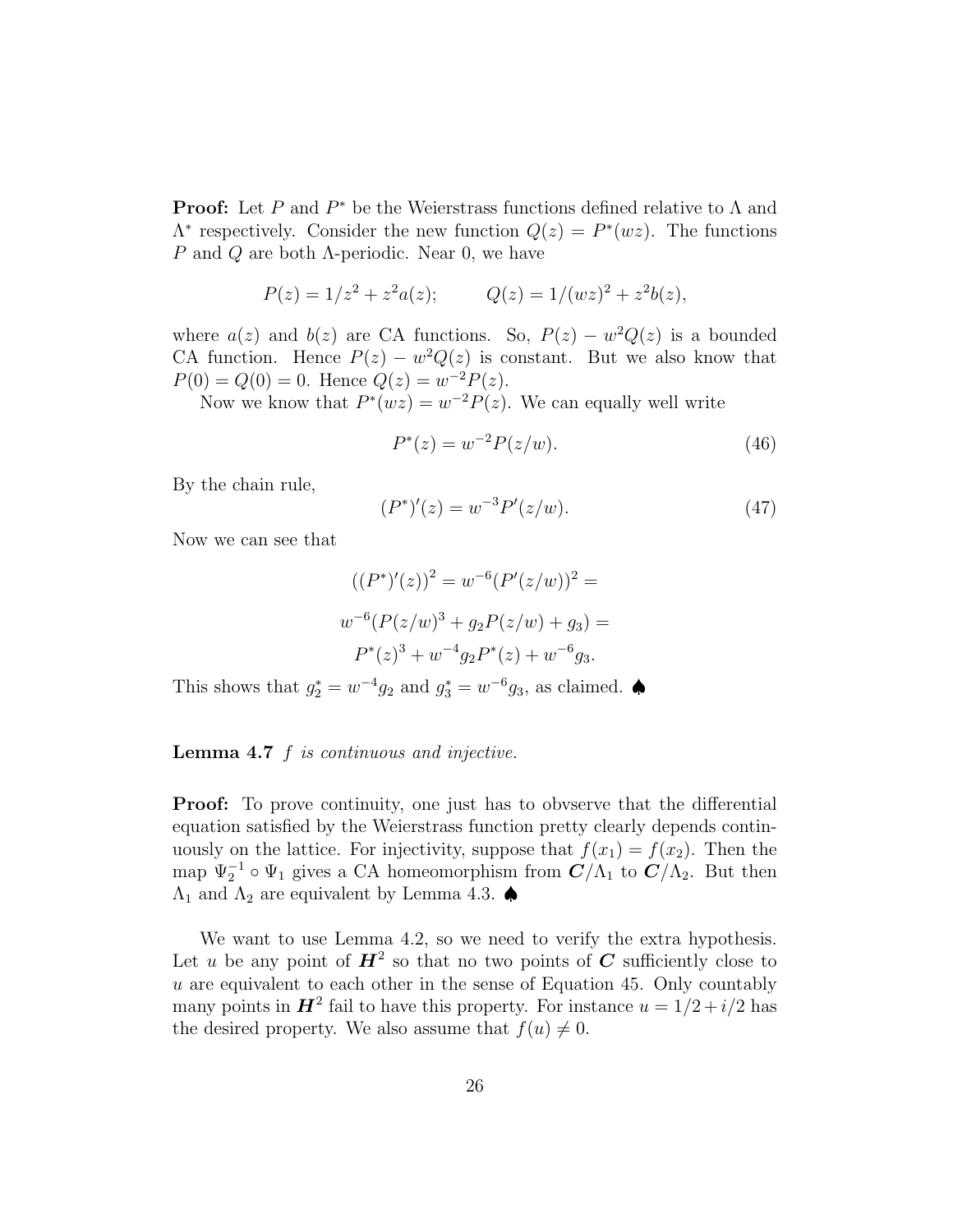**Proof:** Let $P$ and $P^*$ be the Weierstrass functions defined relative to $\Lambda$ and $\Lambda^*$ respectively. Consider the new function $Q(z) = P^*(wz)$. The functions $P$ and $Q$ are both $\Lambda$-periodic. Near 0, we have

$$P(z) = 1/z^2 + z^2 a(z); \qquad Q(z) = 1/(wz)^2 + z^2 b(z),$$

where $a(z)$ and $b(z)$ are CA functions. So, $P(z) - w^2 Q(z)$ is a bounded CA function. Hence $P(z) - w^2 Q(z)$ is constant. But we also know that $P(0) = Q(0) = 0$. Hence $Q(z) = w^{-2} P(z)$.

Now we know that $P^*(wz) = w^{-2} P(z)$. We can equally well write

$$P^*(z) = w^{-2} P(z/w). \tag{46}$$

By the chain rule,

$$(P^*)'(z) = w^{-3} P'(z/w). \tag{47}$$

Now we can see that

$$((P^*)'(z))^2 = w^{-6}(P'(z/w))^2 =$$

$$w^{-6}(P(z/w)^3 + g_2 P(z/w) + g_3) =$$

$$P^*(z)^3 + w^{-4} g_2 P^*(z) + w^{-6} g_3.$$

This shows that $g_2^* = w^{-4} g_2$ and $g_3^* = w^{-6} g_3$, as claimed. ♠

**Lemma 4.7** *$f$ is continuous and injective.*

**Proof:** To prove continuity, one just has to obvserve that the differential equation satisfied by the Weierstrass function pretty clearly depends continuously on the lattice. For injectivity, suppose that $f(x_1) = f(x_2)$. Then the map $\Psi_2^{-1} \circ \Psi_1$ gives a CA homeomorphism from $\boldsymbol{C}/\Lambda_1$ to $\boldsymbol{C}/\Lambda_2$. But then $\Lambda_1$ and $\Lambda_2$ are equivalent by Lemma 4.3. ♠

We want to use Lemma 4.2, so we need to verify the extra hypothesis. Let $u$ be any point of $\boldsymbol{H}^2$ so that no two points of $\boldsymbol{C}$ sufficiently close to $u$ are equivalent to each other in the sense of Equation 45. Only countably many points in $\boldsymbol{H}^2$ fail to have this property. For instance $u = 1/2 + i/2$ has the desired property. We also assume that $f(u) \neq 0$.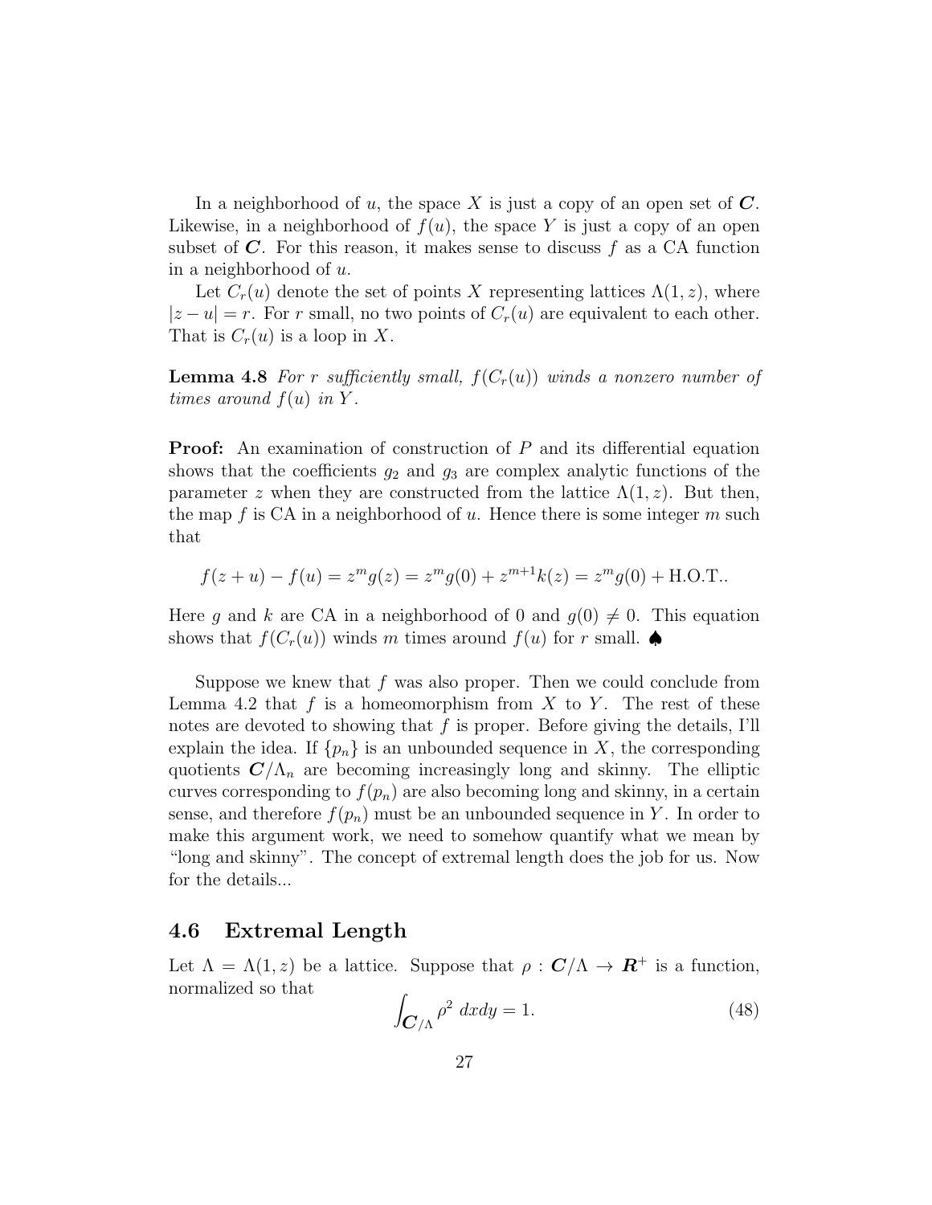In a neighborhood of $u$, the space $X$ is just a copy of an open set of $\boldsymbol{C}$. Likewise, in a neighborhood of $f(u)$, the space $Y$ is just a copy of an open subset of $\boldsymbol{C}$. For this reason, it makes sense to discuss $f$ as a CA function in a neighborhood of $u$.

Let $C_r(u)$ denote the set of points $X$ representing lattices $\Lambda(1, z)$, where $|z - u| = r$. For $r$ small, no two points of $C_r(u)$ are equivalent to each other. That is $C_r(u)$ is a loop in $X$.

**Lemma 4.8** *For $r$ sufficiently small, $f(C_r(u))$ winds a nonzero number of times around $f(u)$ in $Y$.*

**Proof:** An examination of construction of $P$ and its differential equation shows that the coefficients $g_2$ and $g_3$ are complex analytic functions of the parameter $z$ when they are constructed from the lattice $\Lambda(1, z)$. But then, the map $f$ is CA in a neighborhood of $u$. Hence there is some integer $m$ such that

$$f(z + u) - f(u) = z^m g(z) = z^m g(0) + z^{m+1} k(z) = z^m g(0) + \text{H.O.T.}.$$

Here $g$ and $k$ are CA in a neighborhood of 0 and $g(0) \neq 0$. This equation shows that $f(C_r(u))$ winds $m$ times around $f(u)$ for $r$ small. ♠

Suppose we knew that $f$ was also proper. Then we could conclude from Lemma 4.2 that $f$ is a homeomorphism from $X$ to $Y$. The rest of these notes are devoted to showing that $f$ is proper. Before giving the details, I'll explain the idea. If $\{p_n\}$ is an unbounded sequence in $X$, the corresponding quotients $\boldsymbol{C}/\Lambda_n$ are becoming increasingly long and skinny. The elliptic curves corresponding to $f(p_n)$ are also becoming long and skinny, in a certain sense, and therefore $f(p_n)$ must be an unbounded sequence in $Y$. In order to make this argument work, we need to somehow quantify what we mean by "long and skinny". The concept of extremal length does the job for us. Now for the details...

## 4.6 Extremal Length

Let $\Lambda = \Lambda(1, z)$ be a lattice. Suppose that $\rho : \boldsymbol{C}/\Lambda \to \boldsymbol{R}^+$ is a function, normalized so that

$$\int_{\boldsymbol{C}/\Lambda} \rho^2 \, dxdy = 1. \tag{48}$$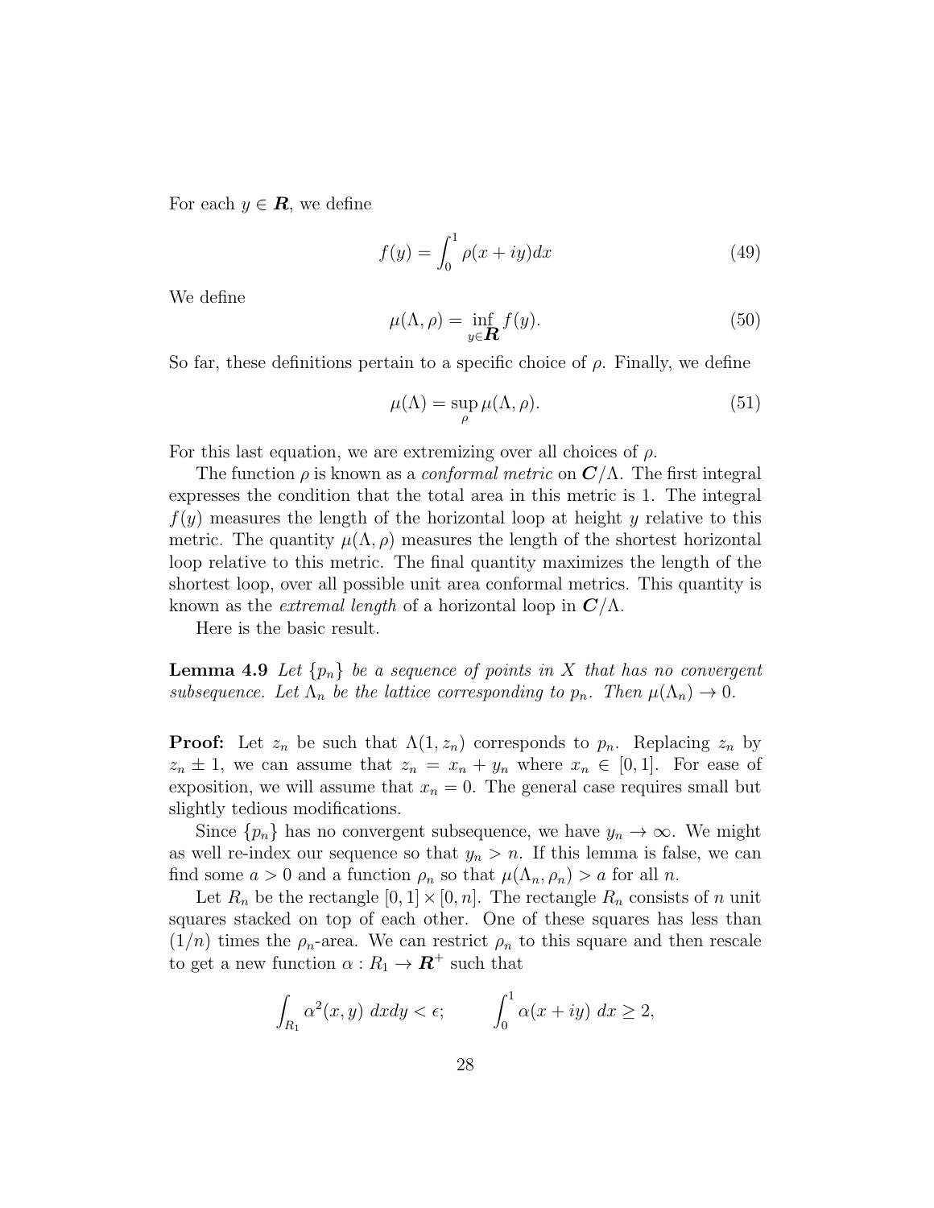For each $y \in \boldsymbol{R}$, we define

$$f(y) = \int_0^1 \rho(x + iy)dx \tag{49}$$

We define

$$\mu(\Lambda, \rho) = \inf_{y \in \boldsymbol{R}} f(y). \tag{50}$$

So far, these definitions pertain to a specific choice of $\rho$. Finally, we define

$$\mu(\Lambda) = \sup_{\rho} \mu(\Lambda, \rho). \tag{51}$$

For this last equation, we are extremizing over all choices of $\rho$.

The function $\rho$ is known as a *conformal metric* on $\boldsymbol{C}/\Lambda$. The first integral expresses the condition that the total area in this metric is 1. The integral $f(y)$ measures the length of the horizontal loop at height $y$ relative to this metric. The quantity $\mu(\Lambda, \rho)$ measures the length of the shortest horizontal loop relative to this metric. The final quantity maximizes the length of the shortest loop, over all possible unit area conformal metrics. This quantity is known as the *extremal length* of a horizontal loop in $\boldsymbol{C}/\Lambda$.

Here is the basic result.

**Lemma 4.9** *Let $\{p_n\}$ be a sequence of points in $X$ that has no convergent subsequence. Let $\Lambda_n$ be the lattice corresponding to $p_n$. Then $\mu(\Lambda_n) \to 0$.*

**Proof:** Let $z_n$ be such that $\Lambda(1, z_n)$ corresponds to $p_n$. Replacing $z_n$ by $z_n \pm 1$, we can assume that $z_n = x_n + y_n$ where $x_n \in [0, 1]$. For ease of exposition, we will assume that $x_n = 0$. The general case requires small but slightly tedious modifications.

Since $\{p_n\}$ has no convergent subsequence, we have $y_n \to \infty$. We might as well re-index our sequence so that $y_n > n$. If this lemma is false, we can find some $a > 0$ and a function $\rho_n$ so that $\mu(\Lambda_n, \rho_n) > a$ for all $n$.

Let $R_n$ be the rectangle $[0, 1] \times [0, n]$. The rectangle $R_n$ consists of $n$ unit squares stacked on top of each other. One of these squares has less than $(1/n)$ times the $\rho_n$-area. We can restrict $\rho_n$ to this square and then rescale to get a new function $\alpha : R_1 \to \boldsymbol{R}^+$ such that

$$\int_{R_1} \alpha^2(x, y)\ dxdy < \epsilon; \qquad \int_0^1 \alpha(x + iy)\ dx \geq 2,$$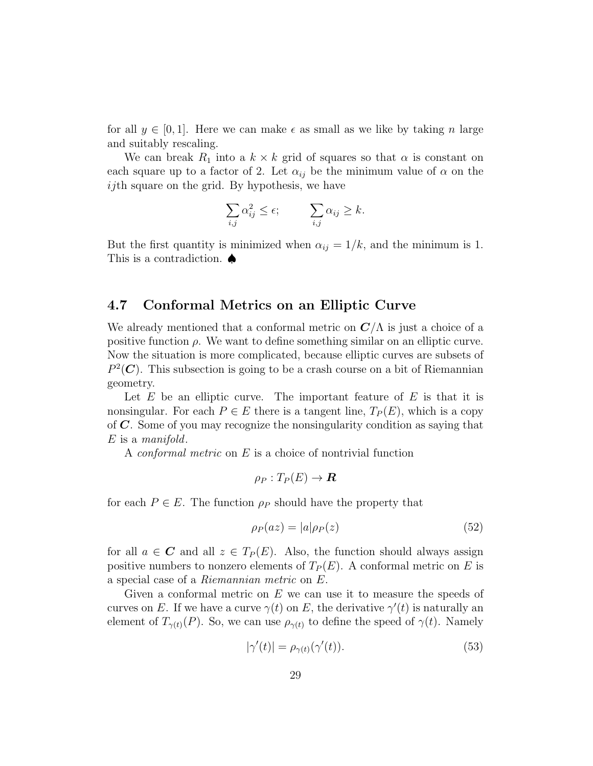for all $y \in [0,1]$. Here we can make $\epsilon$ as small as we like by taking $n$ large and suitably rescaling.

We can break $R_1$ into a $k \times k$ grid of squares so that $\alpha$ is constant on each square up to a factor of 2. Let $\alpha_{ij}$ be the minimum value of $\alpha$ on the $ij$th square on the grid. By hypothesis, we have

$$\sum_{i,j} \alpha_{ij}^2 \leq \epsilon; \qquad \sum_{i,j} \alpha_{ij} \geq k.$$

But the first quantity is minimized when $\alpha_{ij} = 1/k$, and the minimum is 1. This is a contradiction. ♠

## 4.7 Conformal Metrics on an Elliptic Curve

We already mentioned that a conformal metric on $\boldsymbol{C}/\Lambda$ is just a choice of a positive function $\rho$. We want to define something similar on an elliptic curve. Now the situation is more complicated, because elliptic curves are subsets of $P^2(\boldsymbol{C})$. This subsection is going to be a crash course on a bit of Riemannian geometry.

Let $E$ be an elliptic curve. The important feature of $E$ is that it is nonsingular. For each $P \in E$ there is a tangent line, $T_P(E)$, which is a copy of $\boldsymbol{C}$. Some of you may recognize the nonsingularity condition as saying that $E$ is a *manifold*.

A *conformal metric* on $E$ is a choice of nontrivial function

$$\rho_P : T_P(E) \to \boldsymbol{R}$$

for each $P \in E$. The function $\rho_P$ should have the property that

$$\rho_P(az) = |a|\rho_P(z) \tag{52}$$

for all $a \in \boldsymbol{C}$ and all $z \in T_P(E)$. Also, the function should always assign positive numbers to nonzero elements of $T_P(E)$. A conformal metric on $E$ is a special case of a *Riemannian metric* on $E$.

Given a conformal metric on $E$ we can use it to measure the speeds of curves on $E$. If we have a curve $\gamma(t)$ on $E$, the derivative $\gamma'(t)$ is naturally an element of $T_{\gamma(t)}(P)$. So, we can use $\rho_{\gamma(t)}$ to define the speed of $\gamma(t)$. Namely

$$|\gamma'(t)| = \rho_{\gamma(t)}(\gamma'(t)). \tag{53}$$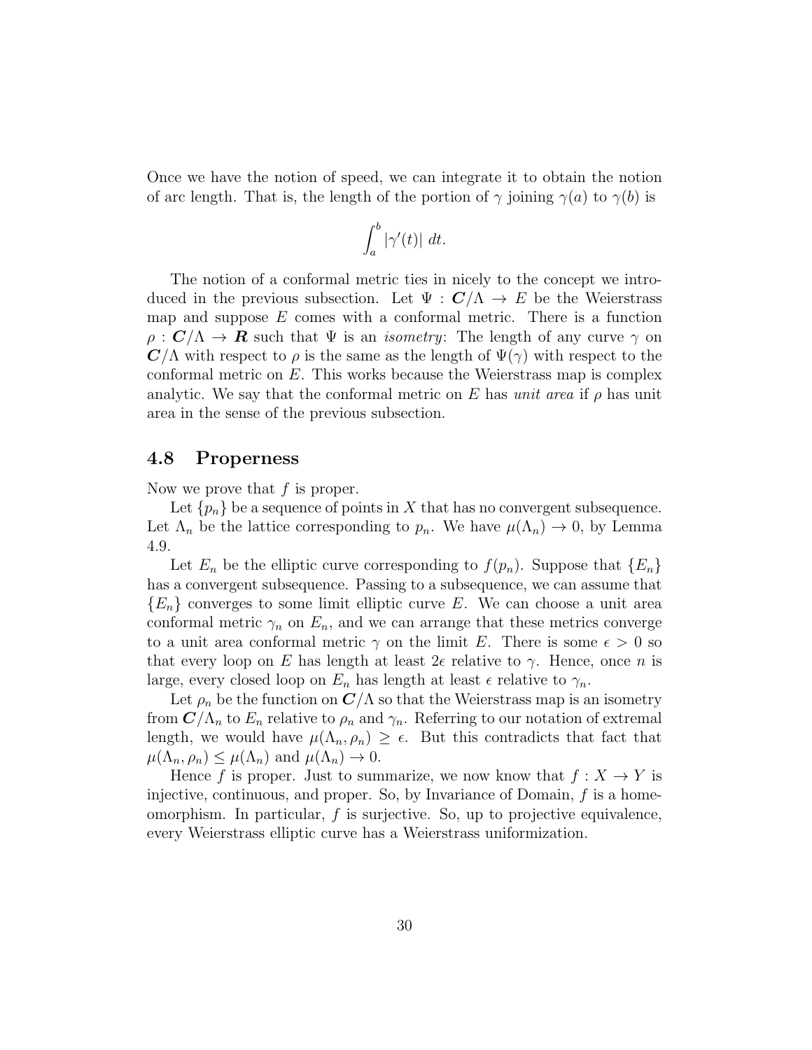Once we have the notion of speed, we can integrate it to obtain the notion of arc length. That is, the length of the portion of $\gamma$ joining $\gamma(a)$ to $\gamma(b)$ is

$$\int_a^b |\gamma'(t)|\ dt.$$

The notion of a conformal metric ties in nicely to the concept we introduced in the previous subsection. Let $\Psi : \boldsymbol{C}/\Lambda \to E$ be the Weierstrass map and suppose $E$ comes with a conformal metric. There is a function $\rho : \boldsymbol{C}/\Lambda \to \boldsymbol{R}$ such that $\Psi$ is an *isometry*: The length of any curve $\gamma$ on $\boldsymbol{C}/\Lambda$ with respect to $\rho$ is the same as the length of $\Psi(\gamma)$ with respect to the conformal metric on $E$. This works because the Weierstrass map is complex analytic. We say that the conformal metric on $E$ has *unit area* if $\rho$ has unit area in the sense of the previous subsection.

## 4.8 Properness

Now we prove that $f$ is proper.

Let $\{p_n\}$ be a sequence of points in $X$ that has no convergent subsequence. Let $\Lambda_n$ be the lattice corresponding to $p_n$. We have $\mu(\Lambda_n) \to 0$, by Lemma 4.9.

Let $E_n$ be the elliptic curve corresponding to $f(p_n)$. Suppose that $\{E_n\}$ has a convergent subsequence. Passing to a subsequence, we can assume that $\{E_n\}$ converges to some limit elliptic curve $E$. We can choose a unit area conformal metric $\gamma_n$ on $E_n$, and we can arrange that these metrics converge to a unit area conformal metric $\gamma$ on the limit $E$. There is some $\epsilon > 0$ so that every loop on $E$ has length at least $2\epsilon$ relative to $\gamma$. Hence, once $n$ is large, every closed loop on $E_n$ has length at least $\epsilon$ relative to $\gamma_n$.

Let $\rho_n$ be the function on $\boldsymbol{C}/\Lambda$ so that the Weierstrass map is an isometry from $\boldsymbol{C}/\Lambda_n$ to $E_n$ relative to $\rho_n$ and $\gamma_n$. Referring to our notation of extremal length, we would have $\mu(\Lambda_n, \rho_n) \geq \epsilon$. But this contradicts that fact that $\mu(\Lambda_n, \rho_n) \leq \mu(\Lambda_n)$ and $\mu(\Lambda_n) \to 0$.

Hence $f$ is proper. Just to summarize, we now know that $f : X \to Y$ is injective, continuous, and proper. So, by Invariance of Domain, $f$ is a homeomorphism. In particular, $f$ is surjective. So, up to projective equivalence, every Weierstrass elliptic curve has a Weierstrass uniformization.